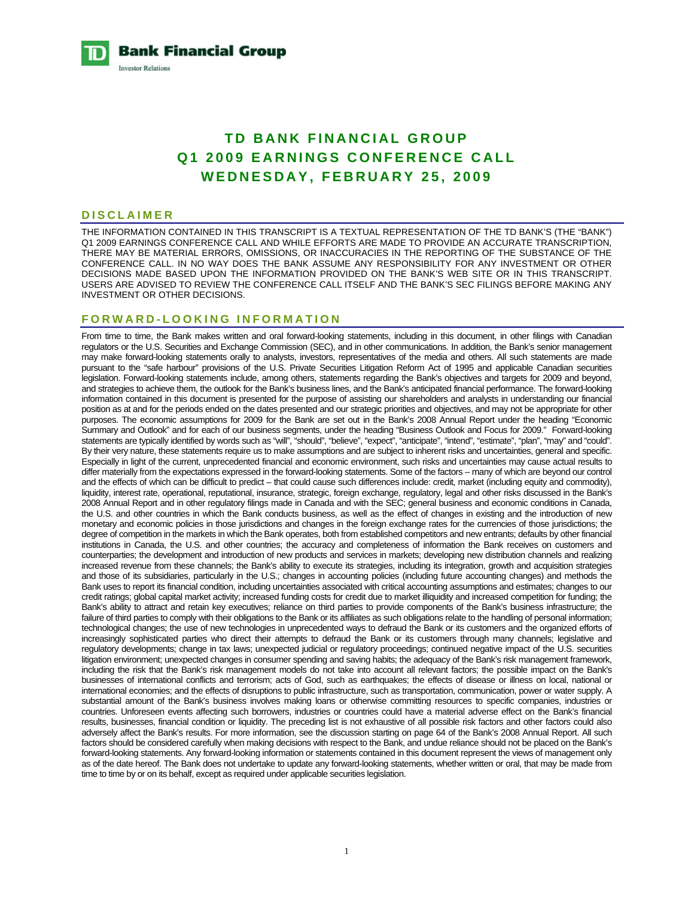**Bank Financial Group**
Investor Relations

# TD BANK FINANCIAL GROUP
# Q1 2009 EARNINGS CONFERENCE CALL
# WEDNESDAY, FEBRUARY 25, 2009

## DISCLAIMER

THE INFORMATION CONTAINED IN THIS TRANSCRIPT IS A TEXTUAL REPRESENTATION OF THE TD BANK'S (THE "BANK") Q1 2009 EARNINGS CONFERENCE CALL AND WHILE EFFORTS ARE MADE TO PROVIDE AN ACCURATE TRANSCRIPTION, THERE MAY BE MATERIAL ERRORS, OMISSIONS, OR INACCURACIES IN THE REPORTING OF THE SUBSTANCE OF THE CONFERENCE CALL. IN NO WAY DOES THE BANK ASSUME ANY RESPONSIBILITY FOR ANY INVESTMENT OR OTHER DECISIONS MADE BASED UPON THE INFORMATION PROVIDED ON THE BANK'S WEB SITE OR IN THIS TRANSCRIPT. USERS ARE ADVISED TO REVIEW THE CONFERENCE CALL ITSELF AND THE BANK'S SEC FILINGS BEFORE MAKING ANY INVESTMENT OR OTHER DECISIONS.

## FORWARD-LOOKING INFORMATION

From time to time, the Bank makes written and oral forward-looking statements, including in this document, in other filings with Canadian regulators or the U.S. Securities and Exchange Commission (SEC), and in other communications. In addition, the Bank's senior management may make forward-looking statements orally to analysts, investors, representatives of the media and others. All such statements are made pursuant to the "safe harbour" provisions of the U.S. Private Securities Litigation Reform Act of 1995 and applicable Canadian securities legislation. Forward-looking statements include, among others, statements regarding the Bank's objectives and targets for 2009 and beyond, and strategies to achieve them, the outlook for the Bank's business lines, and the Bank's anticipated financial performance. The forward-looking information contained in this document is presented for the purpose of assisting our shareholders and analysts in understanding our financial position as at and for the periods ended on the dates presented and our strategic priorities and objectives, and may not be appropriate for other purposes. The economic assumptions for 2009 for the Bank are set out in the Bank's 2008 Annual Report under the heading "Economic Summary and Outlook" and for each of our business segments, under the heading "Business Outlook and Focus for 2009." Forward-looking statements are typically identified by words such as "will", "should", "believe", "expect", "anticipate", "intend", "estimate", "plan", "may" and "could". By their very nature, these statements require us to make assumptions and are subject to inherent risks and uncertainties, general and specific. Especially in light of the current, unprecedented financial and economic environment, such risks and uncertainties may cause actual results to differ materially from the expectations expressed in the forward-looking statements. Some of the factors – many of which are beyond our control and the effects of which can be difficult to predict – that could cause such differences include: credit, market (including equity and commodity), liquidity, interest rate, operational, reputational, insurance, strategic, foreign exchange, regulatory, legal and other risks discussed in the Bank's 2008 Annual Report and in other regulatory filings made in Canada and with the SEC; general business and economic conditions in Canada, the U.S. and other countries in which the Bank conducts business, as well as the effect of changes in existing and the introduction of new monetary and economic policies in those jurisdictions and changes in the foreign exchange rates for the currencies of those jurisdictions; the degree of competition in the markets in which the Bank operates, both from established competitors and new entrants; defaults by other financial institutions in Canada, the U.S. and other countries; the accuracy and completeness of information the Bank receives on customers and counterparties; the development and introduction of new products and services in markets; developing new distribution channels and realizing increased revenue from these channels; the Bank's ability to execute its strategies, including its integration, growth and acquisition strategies and those of its subsidiaries, particularly in the U.S.; changes in accounting policies (including future accounting changes) and methods the Bank uses to report its financial condition, including uncertainties associated with critical accounting assumptions and estimates; changes to our credit ratings; global capital market activity; increased funding costs for credit due to market illiquidity and increased competition for funding; the Bank's ability to attract and retain key executives; reliance on third parties to provide components of the Bank's business infrastructure; the failure of third parties to comply with their obligations to the Bank or its affiliates as such obligations relate to the handling of personal information; technological changes; the use of new technologies in unprecedented ways to defraud the Bank or its customers and the organized efforts of increasingly sophisticated parties who direct their attempts to defraud the Bank or its customers through many channels; legislative and regulatory developments; change in tax laws; unexpected judicial or regulatory proceedings; continued negative impact of the U.S. securities litigation environment; unexpected changes in consumer spending and saving habits; the adequacy of the Bank's risk management framework, including the risk that the Bank's risk management models do not take into account all relevant factors; the possible impact on the Bank's businesses of international conflicts and terrorism; acts of God, such as earthquakes; the effects of disease or illness on local, national or international economies; and the effects of disruptions to public infrastructure, such as transportation, communication, power or water supply. A substantial amount of the Bank's business involves making loans or otherwise committing resources to specific companies, industries or countries. Unforeseen events affecting such borrowers, industries or countries could have a material adverse effect on the Bank's financial results, businesses, financial condition or liquidity. The preceding list is not exhaustive of all possible risk factors and other factors could also adversely affect the Bank's results. For more information, see the discussion starting on page 64 of the Bank's 2008 Annual Report. All such factors should be considered carefully when making decisions with respect to the Bank, and undue reliance should not be placed on the Bank's forward-looking statements. Any forward-looking information or statements contained in this document represent the views of management only as of the date hereof. The Bank does not undertake to update any forward-looking statements, whether written or oral, that may be made from time to time by or on its behalf, except as required under applicable securities legislation.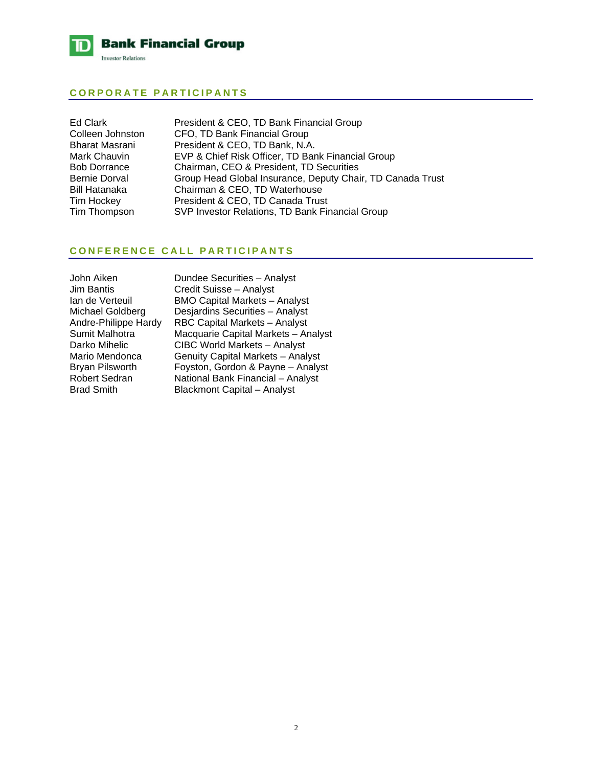## CORPORATE PARTICIPANTS

| | |
|---|---|
| Ed Clark | President & CEO, TD Bank Financial Group |
| Colleen Johnston | CFO, TD Bank Financial Group |
| Bharat Masrani | President & CEO, TD Bank, N.A. |
| Mark Chauvin | EVP & Chief Risk Officer, TD Bank Financial Group |
| Bob Dorrance | Chairman, CEO & President, TD Securities |
| Bernie Dorval | Group Head Global Insurance, Deputy Chair, TD Canada Trust |
| Bill Hatanaka | Chairman & CEO, TD Waterhouse |
| Tim Hockey | President & CEO, TD Canada Trust |
| Tim Thompson | SVP Investor Relations, TD Bank Financial Group |

## CONFERENCE CALL PARTICIPANTS

| | |
|---|---|
| John Aiken | Dundee Securities – Analyst |
| Jim Bantis | Credit Suisse – Analyst |
| Ian de Verteuil | BMO Capital Markets – Analyst |
| Michael Goldberg | Desjardins Securities – Analyst |
| Andre-Philippe Hardy | RBC Capital Markets – Analyst |
| Sumit Malhotra | Macquarie Capital Markets – Analyst |
| Darko Mihelic | CIBC World Markets – Analyst |
| Mario Mendonca | Genuity Capital Markets – Analyst |
| Bryan Pilsworth | Foyston, Gordon & Payne – Analyst |
| Robert Sedran | National Bank Financial – Analyst |
| Brad Smith | Blackmont Capital – Analyst |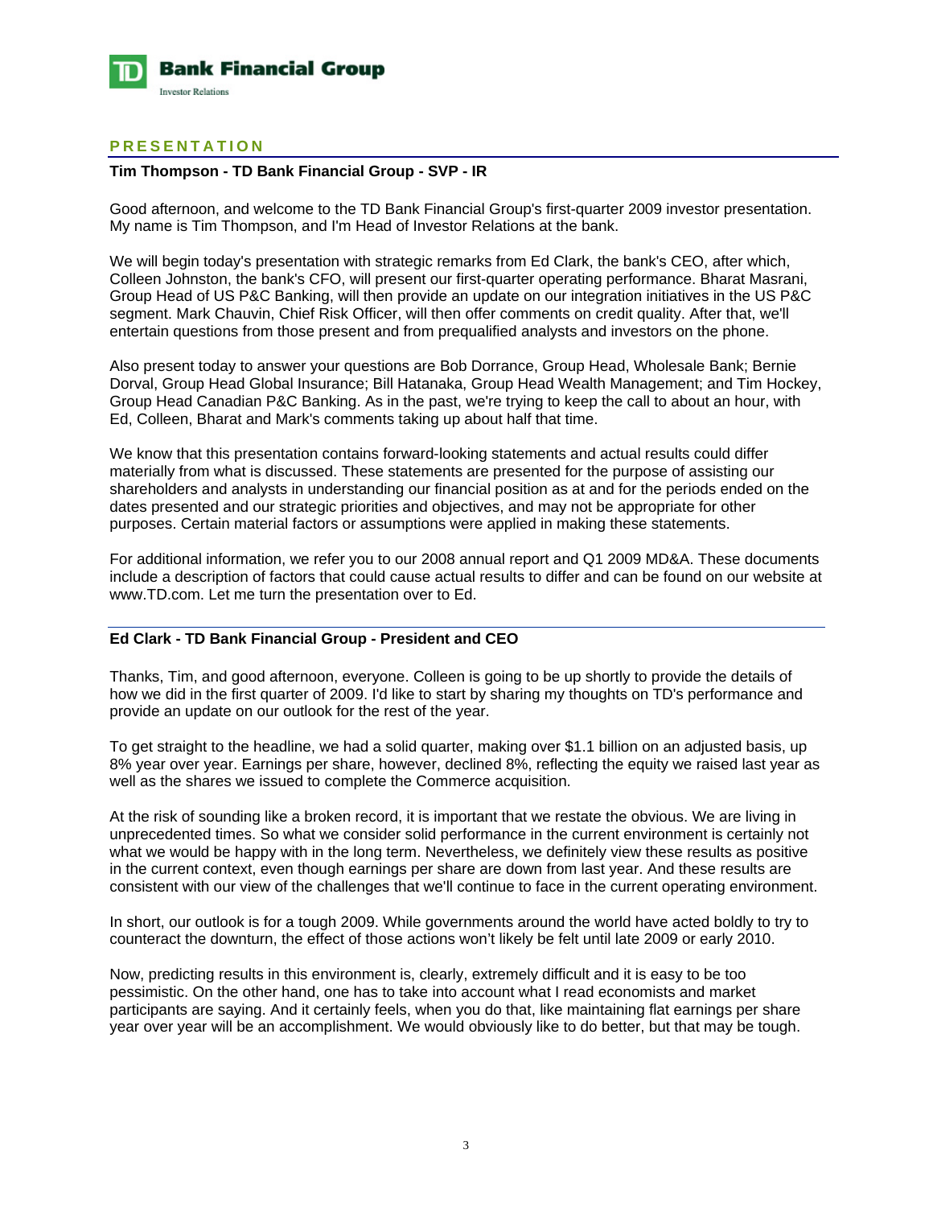## PRESENTATION

**Tim Thompson - TD Bank Financial Group - SVP - IR**

Good afternoon, and welcome to the TD Bank Financial Group's first-quarter 2009 investor presentation. My name is Tim Thompson, and I'm Head of Investor Relations at the bank.

We will begin today's presentation with strategic remarks from Ed Clark, the bank's CEO, after which, Colleen Johnston, the bank's CFO, will present our first-quarter operating performance. Bharat Masrani, Group Head of US P&C Banking, will then provide an update on our integration initiatives in the US P&C segment. Mark Chauvin, Chief Risk Officer, will then offer comments on credit quality. After that, we'll entertain questions from those present and from prequalified analysts and investors on the phone.

Also present today to answer your questions are Bob Dorrance, Group Head, Wholesale Bank; Bernie Dorval, Group Head Global Insurance; Bill Hatanaka, Group Head Wealth Management; and Tim Hockey, Group Head Canadian P&C Banking. As in the past, we're trying to keep the call to about an hour, with Ed, Colleen, Bharat and Mark's comments taking up about half that time.

We know that this presentation contains forward-looking statements and actual results could differ materially from what is discussed. These statements are presented for the purpose of assisting our shareholders and analysts in understanding our financial position as at and for the periods ended on the dates presented and our strategic priorities and objectives, and may not be appropriate for other purposes. Certain material factors or assumptions were applied in making these statements.

For additional information, we refer you to our 2008 annual report and Q1 2009 MD&A. These documents include a description of factors that could cause actual results to differ and can be found on our website at www.TD.com. Let me turn the presentation over to Ed.

**Ed Clark - TD Bank Financial Group - President and CEO**

Thanks, Tim, and good afternoon, everyone. Colleen is going to be up shortly to provide the details of how we did in the first quarter of 2009. I'd like to start by sharing my thoughts on TD's performance and provide an update on our outlook for the rest of the year.

To get straight to the headline, we had a solid quarter, making over $1.1 billion on an adjusted basis, up 8% year over year. Earnings per share, however, declined 8%, reflecting the equity we raised last year as well as the shares we issued to complete the Commerce acquisition.

At the risk of sounding like a broken record, it is important that we restate the obvious. We are living in unprecedented times. So what we consider solid performance in the current environment is certainly not what we would be happy with in the long term. Nevertheless, we definitely view these results as positive in the current context, even though earnings per share are down from last year. And these results are consistent with our view of the challenges that we'll continue to face in the current operating environment.

In short, our outlook is for a tough 2009. While governments around the world have acted boldly to try to counteract the downturn, the effect of those actions won't likely be felt until late 2009 or early 2010.

Now, predicting results in this environment is, clearly, extremely difficult and it is easy to be too pessimistic. On the other hand, one has to take into account what I read economists and market participants are saying. And it certainly feels, when you do that, like maintaining flat earnings per share year over year will be an accomplishment. We would obviously like to do better, but that may be tough.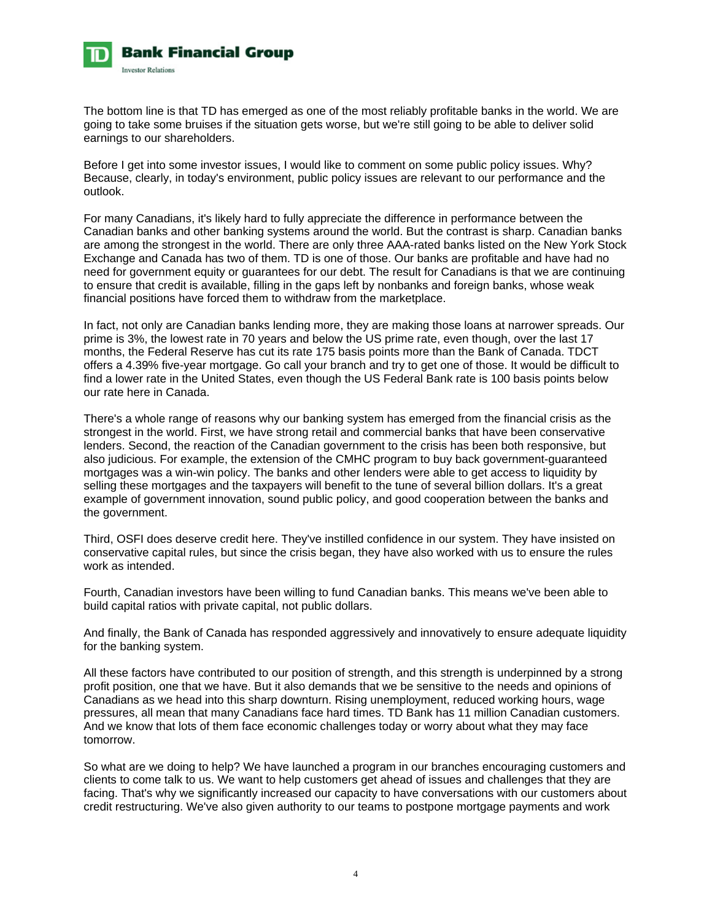The bottom line is that TD has emerged as one of the most reliably profitable banks in the world. We are going to take some bruises if the situation gets worse, but we're still going to be able to deliver solid earnings to our shareholders.

Before I get into some investor issues, I would like to comment on some public policy issues. Why? Because, clearly, in today's environment, public policy issues are relevant to our performance and the outlook.

For many Canadians, it's likely hard to fully appreciate the difference in performance between the Canadian banks and other banking systems around the world. But the contrast is sharp. Canadian banks are among the strongest in the world. There are only three AAA-rated banks listed on the New York Stock Exchange and Canada has two of them. TD is one of those. Our banks are profitable and have had no need for government equity or guarantees for our debt. The result for Canadians is that we are continuing to ensure that credit is available, filling in the gaps left by nonbanks and foreign banks, whose weak financial positions have forced them to withdraw from the marketplace.

In fact, not only are Canadian banks lending more, they are making those loans at narrower spreads. Our prime is 3%, the lowest rate in 70 years and below the US prime rate, even though, over the last 17 months, the Federal Reserve has cut its rate 175 basis points more than the Bank of Canada. TDCT offers a 4.39% five-year mortgage. Go call your branch and try to get one of those. It would be difficult to find a lower rate in the United States, even though the US Federal Bank rate is 100 basis points below our rate here in Canada.

There's a whole range of reasons why our banking system has emerged from the financial crisis as the strongest in the world. First, we have strong retail and commercial banks that have been conservative lenders. Second, the reaction of the Canadian government to the crisis has been both responsive, but also judicious. For example, the extension of the CMHC program to buy back government-guaranteed mortgages was a win-win policy. The banks and other lenders were able to get access to liquidity by selling these mortgages and the taxpayers will benefit to the tune of several billion dollars. It's a great example of government innovation, sound public policy, and good cooperation between the banks and the government.

Third, OSFI does deserve credit here. They've instilled confidence in our system. They have insisted on conservative capital rules, but since the crisis began, they have also worked with us to ensure the rules work as intended.

Fourth, Canadian investors have been willing to fund Canadian banks. This means we've been able to build capital ratios with private capital, not public dollars.

And finally, the Bank of Canada has responded aggressively and innovatively to ensure adequate liquidity for the banking system.

All these factors have contributed to our position of strength, and this strength is underpinned by a strong profit position, one that we have. But it also demands that we be sensitive to the needs and opinions of Canadians as we head into this sharp downturn. Rising unemployment, reduced working hours, wage pressures, all mean that many Canadians face hard times. TD Bank has 11 million Canadian customers. And we know that lots of them face economic challenges today or worry about what they may face tomorrow.

So what are we doing to help? We have launched a program in our branches encouraging customers and clients to come talk to us. We want to help customers get ahead of issues and challenges that they are facing. That's why we significantly increased our capacity to have conversations with our customers about credit restructuring. We've also given authority to our teams to postpone mortgage payments and work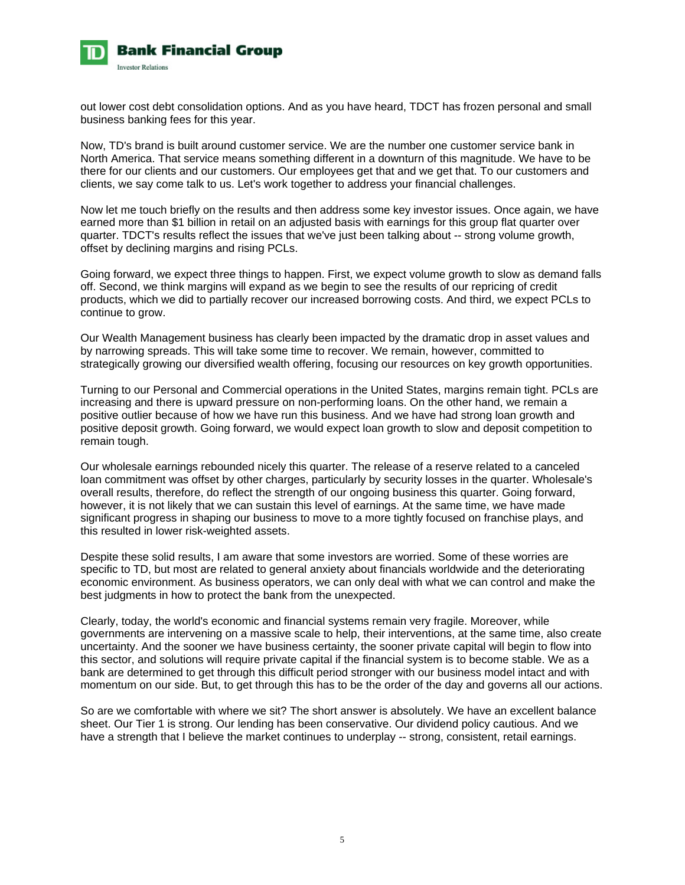out lower cost debt consolidation options. And as you have heard, TDCT has frozen personal and small business banking fees for this year.

Now, TD's brand is built around customer service. We are the number one customer service bank in North America. That service means something different in a downturn of this magnitude. We have to be there for our clients and our customers. Our employees get that and we get that. To our customers and clients, we say come talk to us. Let's work together to address your financial challenges.

Now let me touch briefly on the results and then address some key investor issues. Once again, we have earned more than $1 billion in retail on an adjusted basis with earnings for this group flat quarter over quarter. TDCT's results reflect the issues that we've just been talking about -- strong volume growth, offset by declining margins and rising PCLs.

Going forward, we expect three things to happen. First, we expect volume growth to slow as demand falls off. Second, we think margins will expand as we begin to see the results of our repricing of credit products, which we did to partially recover our increased borrowing costs. And third, we expect PCLs to continue to grow.

Our Wealth Management business has clearly been impacted by the dramatic drop in asset values and by narrowing spreads. This will take some time to recover. We remain, however, committed to strategically growing our diversified wealth offering, focusing our resources on key growth opportunities.

Turning to our Personal and Commercial operations in the United States, margins remain tight. PCLs are increasing and there is upward pressure on non-performing loans. On the other hand, we remain a positive outlier because of how we have run this business. And we have had strong loan growth and positive deposit growth. Going forward, we would expect loan growth to slow and deposit competition to remain tough.

Our wholesale earnings rebounded nicely this quarter. The release of a reserve related to a canceled loan commitment was offset by other charges, particularly by security losses in the quarter. Wholesale's overall results, therefore, do reflect the strength of our ongoing business this quarter. Going forward, however, it is not likely that we can sustain this level of earnings. At the same time, we have made significant progress in shaping our business to move to a more tightly focused on franchise plays, and this resulted in lower risk-weighted assets.

Despite these solid results, I am aware that some investors are worried. Some of these worries are specific to TD, but most are related to general anxiety about financials worldwide and the deteriorating economic environment. As business operators, we can only deal with what we can control and make the best judgments in how to protect the bank from the unexpected.

Clearly, today, the world's economic and financial systems remain very fragile. Moreover, while governments are intervening on a massive scale to help, their interventions, at the same time, also create uncertainty. And the sooner we have business certainty, the sooner private capital will begin to flow into this sector, and solutions will require private capital if the financial system is to become stable. We as a bank are determined to get through this difficult period stronger with our business model intact and with momentum on our side. But, to get through this has to be the order of the day and governs all our actions.

So are we comfortable with where we sit? The short answer is absolutely. We have an excellent balance sheet. Our Tier 1 is strong. Our lending has been conservative. Our dividend policy cautious. And we have a strength that I believe the market continues to underplay -- strong, consistent, retail earnings.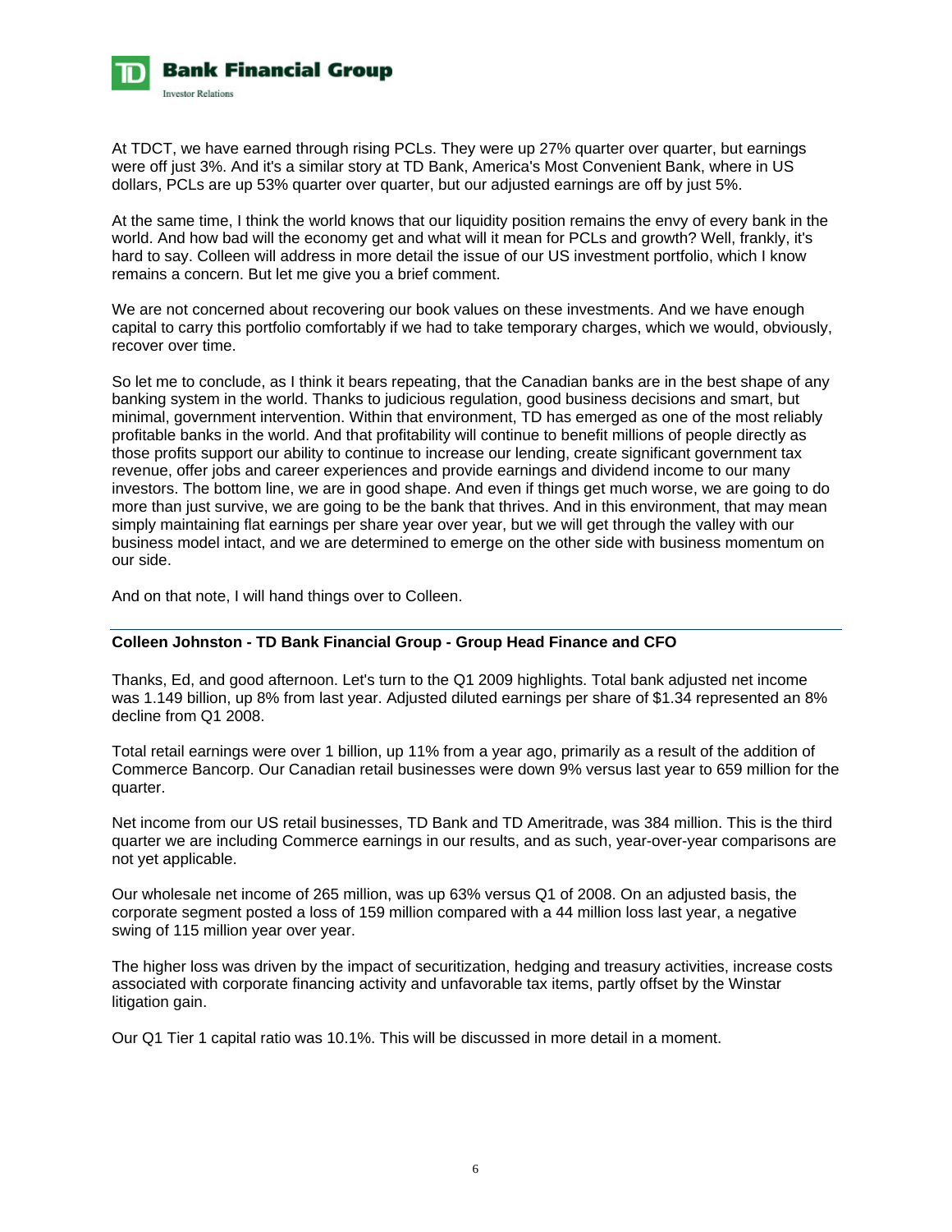At TDCT, we have earned through rising PCLs. They were up 27% quarter over quarter, but earnings were off just 3%. And it's a similar story at TD Bank, America's Most Convenient Bank, where in US dollars, PCLs are up 53% quarter over quarter, but our adjusted earnings are off by just 5%.

At the same time, I think the world knows that our liquidity position remains the envy of every bank in the world. And how bad will the economy get and what will it mean for PCLs and growth? Well, frankly, it's hard to say. Colleen will address in more detail the issue of our US investment portfolio, which I know remains a concern. But let me give you a brief comment.

We are not concerned about recovering our book values on these investments. And we have enough capital to carry this portfolio comfortably if we had to take temporary charges, which we would, obviously, recover over time.

So let me to conclude, as I think it bears repeating, that the Canadian banks are in the best shape of any banking system in the world. Thanks to judicious regulation, good business decisions and smart, but minimal, government intervention. Within that environment, TD has emerged as one of the most reliably profitable banks in the world. And that profitability will continue to benefit millions of people directly as those profits support our ability to continue to increase our lending, create significant government tax revenue, offer jobs and career experiences and provide earnings and dividend income to our many investors. The bottom line, we are in good shape. And even if things get much worse, we are going to do more than just survive, we are going to be the bank that thrives. And in this environment, that may mean simply maintaining flat earnings per share year over year, but we will get through the valley with our business model intact, and we are determined to emerge on the other side with business momentum on our side.

And on that note, I will hand things over to Colleen.

**Colleen Johnston - TD Bank Financial Group - Group Head Finance and CFO**

Thanks, Ed, and good afternoon. Let's turn to the Q1 2009 highlights. Total bank adjusted net income was 1.149 billion, up 8% from last year. Adjusted diluted earnings per share of $1.34 represented an 8% decline from Q1 2008.

Total retail earnings were over 1 billion, up 11% from a year ago, primarily as a result of the addition of Commerce Bancorp. Our Canadian retail businesses were down 9% versus last year to 659 million for the quarter.

Net income from our US retail businesses, TD Bank and TD Ameritrade, was 384 million. This is the third quarter we are including Commerce earnings in our results, and as such, year-over-year comparisons are not yet applicable.

Our wholesale net income of 265 million, was up 63% versus Q1 of 2008. On an adjusted basis, the corporate segment posted a loss of 159 million compared with a 44 million loss last year, a negative swing of 115 million year over year.

The higher loss was driven by the impact of securitization, hedging and treasury activities, increase costs associated with corporate financing activity and unfavorable tax items, partly offset by the Winstar litigation gain.

Our Q1 Tier 1 capital ratio was 10.1%. This will be discussed in more detail in a moment.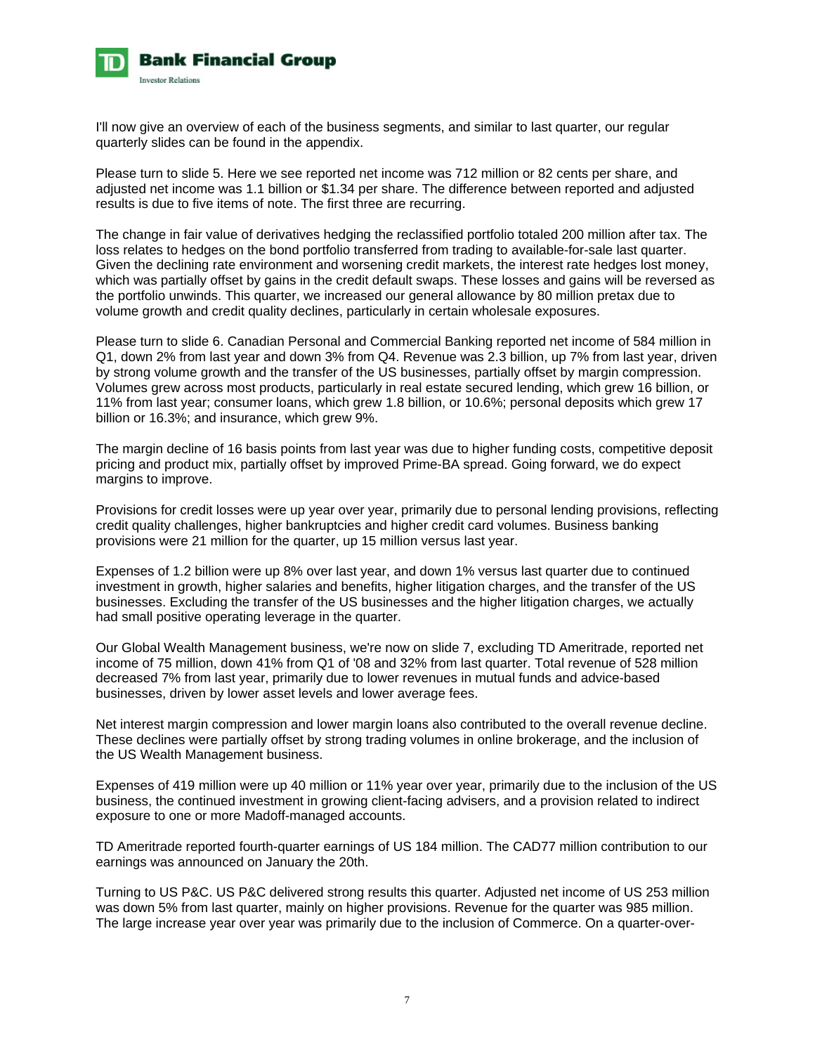I'll now give an overview of each of the business segments, and similar to last quarter, our regular quarterly slides can be found in the appendix.

Please turn to slide 5. Here we see reported net income was 712 million or 82 cents per share, and adjusted net income was 1.1 billion or $1.34 per share. The difference between reported and adjusted results is due to five items of note. The first three are recurring.

The change in fair value of derivatives hedging the reclassified portfolio totaled 200 million after tax. The loss relates to hedges on the bond portfolio transferred from trading to available-for-sale last quarter. Given the declining rate environment and worsening credit markets, the interest rate hedges lost money, which was partially offset by gains in the credit default swaps. These losses and gains will be reversed as the portfolio unwinds. This quarter, we increased our general allowance by 80 million pretax due to volume growth and credit quality declines, particularly in certain wholesale exposures.

Please turn to slide 6. Canadian Personal and Commercial Banking reported net income of 584 million in Q1, down 2% from last year and down 3% from Q4. Revenue was 2.3 billion, up 7% from last year, driven by strong volume growth and the transfer of the US businesses, partially offset by margin compression. Volumes grew across most products, particularly in real estate secured lending, which grew 16 billion, or 11% from last year; consumer loans, which grew 1.8 billion, or 10.6%; personal deposits which grew 17 billion or 16.3%; and insurance, which grew 9%.

The margin decline of 16 basis points from last year was due to higher funding costs, competitive deposit pricing and product mix, partially offset by improved Prime-BA spread. Going forward, we do expect margins to improve.

Provisions for credit losses were up year over year, primarily due to personal lending provisions, reflecting credit quality challenges, higher bankruptcies and higher credit card volumes. Business banking provisions were 21 million for the quarter, up 15 million versus last year.

Expenses of 1.2 billion were up 8% over last year, and down 1% versus last quarter due to continued investment in growth, higher salaries and benefits, higher litigation charges, and the transfer of the US businesses. Excluding the transfer of the US businesses and the higher litigation charges, we actually had small positive operating leverage in the quarter.

Our Global Wealth Management business, we're now on slide 7, excluding TD Ameritrade, reported net income of 75 million, down 41% from Q1 of '08 and 32% from last quarter. Total revenue of 528 million decreased 7% from last year, primarily due to lower revenues in mutual funds and advice-based businesses, driven by lower asset levels and lower average fees.

Net interest margin compression and lower margin loans also contributed to the overall revenue decline. These declines were partially offset by strong trading volumes in online brokerage, and the inclusion of the US Wealth Management business.

Expenses of 419 million were up 40 million or 11% year over year, primarily due to the inclusion of the US business, the continued investment in growing client-facing advisers, and a provision related to indirect exposure to one or more Madoff-managed accounts.

TD Ameritrade reported fourth-quarter earnings of US 184 million. The CAD77 million contribution to our earnings was announced on January the 20th.

Turning to US P&C. US P&C delivered strong results this quarter. Adjusted net income of US 253 million was down 5% from last quarter, mainly on higher provisions. Revenue for the quarter was 985 million. The large increase year over year was primarily due to the inclusion of Commerce. On a quarter-over-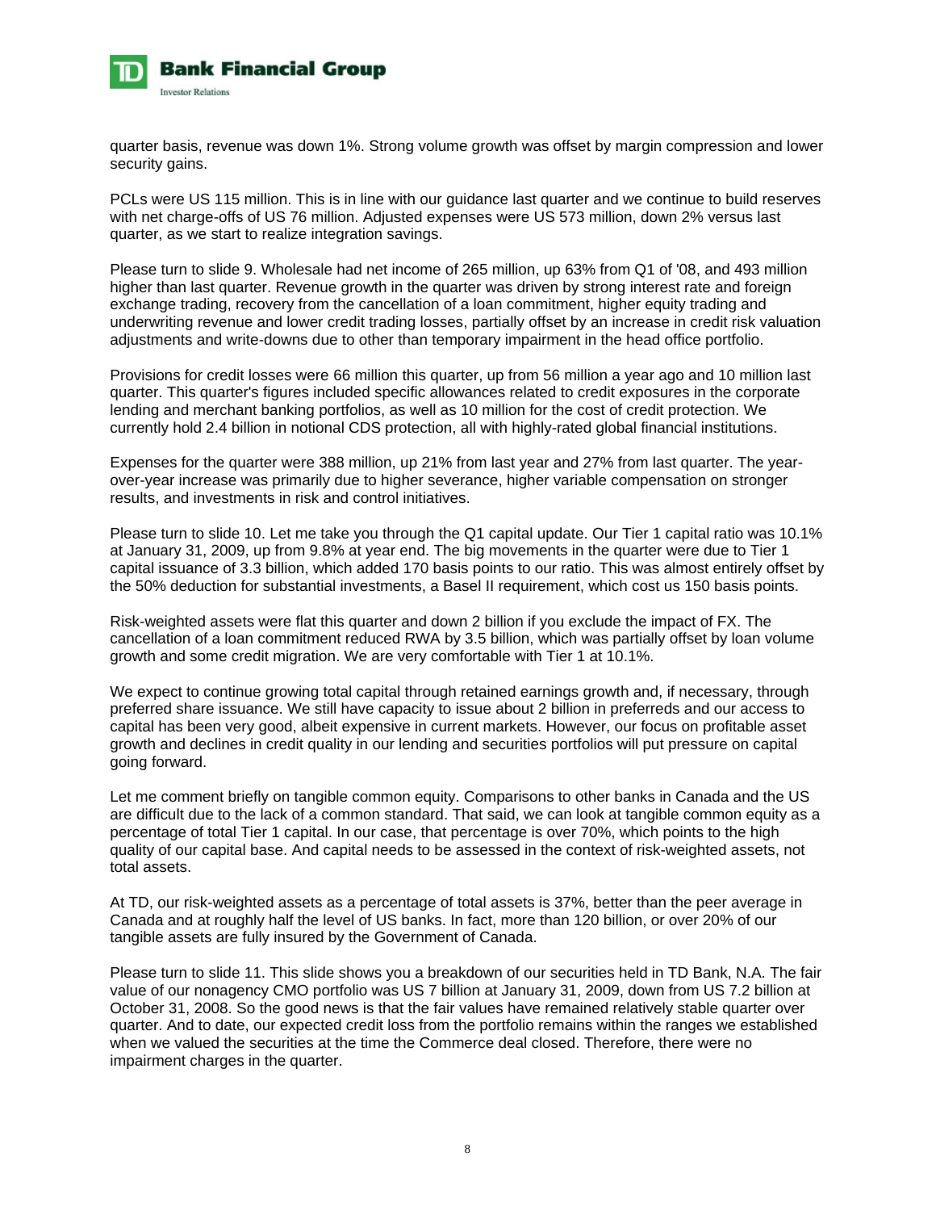quarter basis, revenue was down 1%. Strong volume growth was offset by margin compression and lower security gains.

PCLs were US 115 million. This is in line with our guidance last quarter and we continue to build reserves with net charge-offs of US 76 million. Adjusted expenses were US 573 million, down 2% versus last quarter, as we start to realize integration savings.

Please turn to slide 9. Wholesale had net income of 265 million, up 63% from Q1 of '08, and 493 million higher than last quarter. Revenue growth in the quarter was driven by strong interest rate and foreign exchange trading, recovery from the cancellation of a loan commitment, higher equity trading and underwriting revenue and lower credit trading losses, partially offset by an increase in credit risk valuation adjustments and write-downs due to other than temporary impairment in the head office portfolio.

Provisions for credit losses were 66 million this quarter, up from 56 million a year ago and 10 million last quarter. This quarter's figures included specific allowances related to credit exposures in the corporate lending and merchant banking portfolios, as well as 10 million for the cost of credit protection. We currently hold 2.4 billion in notional CDS protection, all with highly-rated global financial institutions.

Expenses for the quarter were 388 million, up 21% from last year and 27% from last quarter. The year-over-year increase was primarily due to higher severance, higher variable compensation on stronger results, and investments in risk and control initiatives.

Please turn to slide 10. Let me take you through the Q1 capital update. Our Tier 1 capital ratio was 10.1% at January 31, 2009, up from 9.8% at year end. The big movements in the quarter were due to Tier 1 capital issuance of 3.3 billion, which added 170 basis points to our ratio. This was almost entirely offset by the 50% deduction for substantial investments, a Basel II requirement, which cost us 150 basis points.

Risk-weighted assets were flat this quarter and down 2 billion if you exclude the impact of FX. The cancellation of a loan commitment reduced RWA by 3.5 billion, which was partially offset by loan volume growth and some credit migration. We are very comfortable with Tier 1 at 10.1%.

We expect to continue growing total capital through retained earnings growth and, if necessary, through preferred share issuance. We still have capacity to issue about 2 billion in preferreds and our access to capital has been very good, albeit expensive in current markets. However, our focus on profitable asset growth and declines in credit quality in our lending and securities portfolios will put pressure on capital going forward.

Let me comment briefly on tangible common equity. Comparisons to other banks in Canada and the US are difficult due to the lack of a common standard. That said, we can look at tangible common equity as a percentage of total Tier 1 capital. In our case, that percentage is over 70%, which points to the high quality of our capital base. And capital needs to be assessed in the context of risk-weighted assets, not total assets.

At TD, our risk-weighted assets as a percentage of total assets is 37%, better than the peer average in Canada and at roughly half the level of US banks. In fact, more than 120 billion, or over 20% of our tangible assets are fully insured by the Government of Canada.

Please turn to slide 11. This slide shows you a breakdown of our securities held in TD Bank, N.A. The fair value of our nonagency CMO portfolio was US 7 billion at January 31, 2009, down from US 7.2 billion at October 31, 2008. So the good news is that the fair values have remained relatively stable quarter over quarter. And to date, our expected credit loss from the portfolio remains within the ranges we established when we valued the securities at the time the Commerce deal closed. Therefore, there were no impairment charges in the quarter.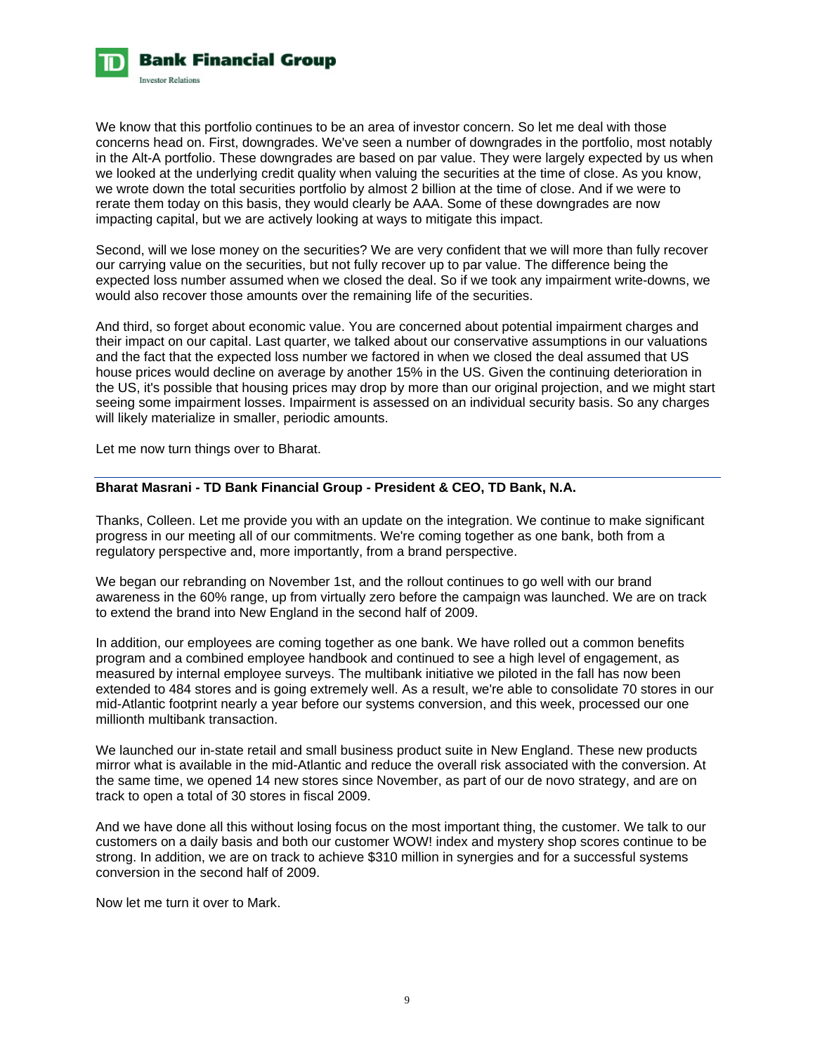We know that this portfolio continues to be an area of investor concern. So let me deal with those concerns head on. First, downgrades. We've seen a number of downgrades in the portfolio, most notably in the Alt-A portfolio. These downgrades are based on par value. They were largely expected by us when we looked at the underlying credit quality when valuing the securities at the time of close. As you know, we wrote down the total securities portfolio by almost 2 billion at the time of close. And if we were to rerate them today on this basis, they would clearly be AAA. Some of these downgrades are now impacting capital, but we are actively looking at ways to mitigate this impact.

Second, will we lose money on the securities? We are very confident that we will more than fully recover our carrying value on the securities, but not fully recover up to par value. The difference being the expected loss number assumed when we closed the deal. So if we took any impairment write-downs, we would also recover those amounts over the remaining life of the securities.

And third, so forget about economic value. You are concerned about potential impairment charges and their impact on our capital. Last quarter, we talked about our conservative assumptions in our valuations and the fact that the expected loss number we factored in when we closed the deal assumed that US house prices would decline on average by another 15% in the US. Given the continuing deterioration in the US, it's possible that housing prices may drop by more than our original projection, and we might start seeing some impairment losses. Impairment is assessed on an individual security basis. So any charges will likely materialize in smaller, periodic amounts.

Let me now turn things over to Bharat.

---

**Bharat Masrani - TD Bank Financial Group - President & CEO, TD Bank, N.A.**

Thanks, Colleen. Let me provide you with an update on the integration. We continue to make significant progress in our meeting all of our commitments. We're coming together as one bank, both from a regulatory perspective and, more importantly, from a brand perspective.

We began our rebranding on November 1st, and the rollout continues to go well with our brand awareness in the 60% range, up from virtually zero before the campaign was launched. We are on track to extend the brand into New England in the second half of 2009.

In addition, our employees are coming together as one bank. We have rolled out a common benefits program and a combined employee handbook and continued to see a high level of engagement, as measured by internal employee surveys. The multibank initiative we piloted in the fall has now been extended to 484 stores and is going extremely well. As a result, we're able to consolidate 70 stores in our mid-Atlantic footprint nearly a year before our systems conversion, and this week, processed our one millionth multibank transaction.

We launched our in-state retail and small business product suite in New England. These new products mirror what is available in the mid-Atlantic and reduce the overall risk associated with the conversion. At the same time, we opened 14 new stores since November, as part of our de novo strategy, and are on track to open a total of 30 stores in fiscal 2009.

And we have done all this without losing focus on the most important thing, the customer. We talk to our customers on a daily basis and both our customer WOW! index and mystery shop scores continue to be strong. In addition, we are on track to achieve $310 million in synergies and for a successful systems conversion in the second half of 2009.

Now let me turn it over to Mark.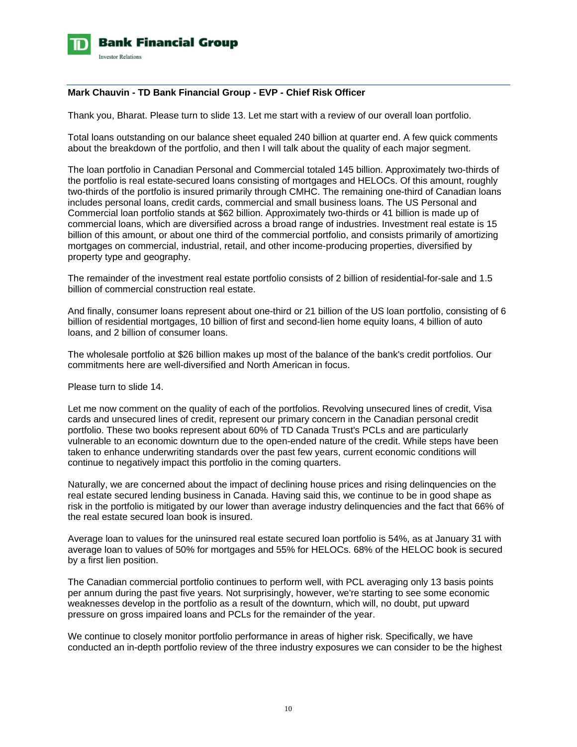**Mark Chauvin - TD Bank Financial Group - EVP - Chief Risk Officer**

Thank you, Bharat. Please turn to slide 13. Let me start with a review of our overall loan portfolio.

Total loans outstanding on our balance sheet equaled 240 billion at quarter end. A few quick comments about the breakdown of the portfolio, and then I will talk about the quality of each major segment.

The loan portfolio in Canadian Personal and Commercial totaled 145 billion. Approximately two-thirds of the portfolio is real estate-secured loans consisting of mortgages and HELOCs. Of this amount, roughly two-thirds of the portfolio is insured primarily through CMHC. The remaining one-third of Canadian loans includes personal loans, credit cards, commercial and small business loans. The US Personal and Commercial loan portfolio stands at $62 billion. Approximately two-thirds or 41 billion is made up of commercial loans, which are diversified across a broad range of industries. Investment real estate is 15 billion of this amount, or about one third of the commercial portfolio, and consists primarily of amortizing mortgages on commercial, industrial, retail, and other income-producing properties, diversified by property type and geography.

The remainder of the investment real estate portfolio consists of 2 billion of residential-for-sale and 1.5 billion of commercial construction real estate.

And finally, consumer loans represent about one-third or 21 billion of the US loan portfolio, consisting of 6 billion of residential mortgages, 10 billion of first and second-lien home equity loans, 4 billion of auto loans, and 2 billion of consumer loans.

The wholesale portfolio at $26 billion makes up most of the balance of the bank's credit portfolios. Our commitments here are well-diversified and North American in focus.

Please turn to slide 14.

Let me now comment on the quality of each of the portfolios. Revolving unsecured lines of credit, Visa cards and unsecured lines of credit, represent our primary concern in the Canadian personal credit portfolio. These two books represent about 60% of TD Canada Trust's PCLs and are particularly vulnerable to an economic downturn due to the open-ended nature of the credit. While steps have been taken to enhance underwriting standards over the past few years, current economic conditions will continue to negatively impact this portfolio in the coming quarters.

Naturally, we are concerned about the impact of declining house prices and rising delinquencies on the real estate secured lending business in Canada. Having said this, we continue to be in good shape as risk in the portfolio is mitigated by our lower than average industry delinquencies and the fact that 66% of the real estate secured loan book is insured.

Average loan to values for the uninsured real estate secured loan portfolio is 54%, as at January 31 with average loan to values of 50% for mortgages and 55% for HELOCs. 68% of the HELOC book is secured by a first lien position.

The Canadian commercial portfolio continues to perform well, with PCL averaging only 13 basis points per annum during the past five years. Not surprisingly, however, we're starting to see some economic weaknesses develop in the portfolio as a result of the downturn, which will, no doubt, put upward pressure on gross impaired loans and PCLs for the remainder of the year.

We continue to closely monitor portfolio performance in areas of higher risk. Specifically, we have conducted an in-depth portfolio review of the three industry exposures we can consider to be the highest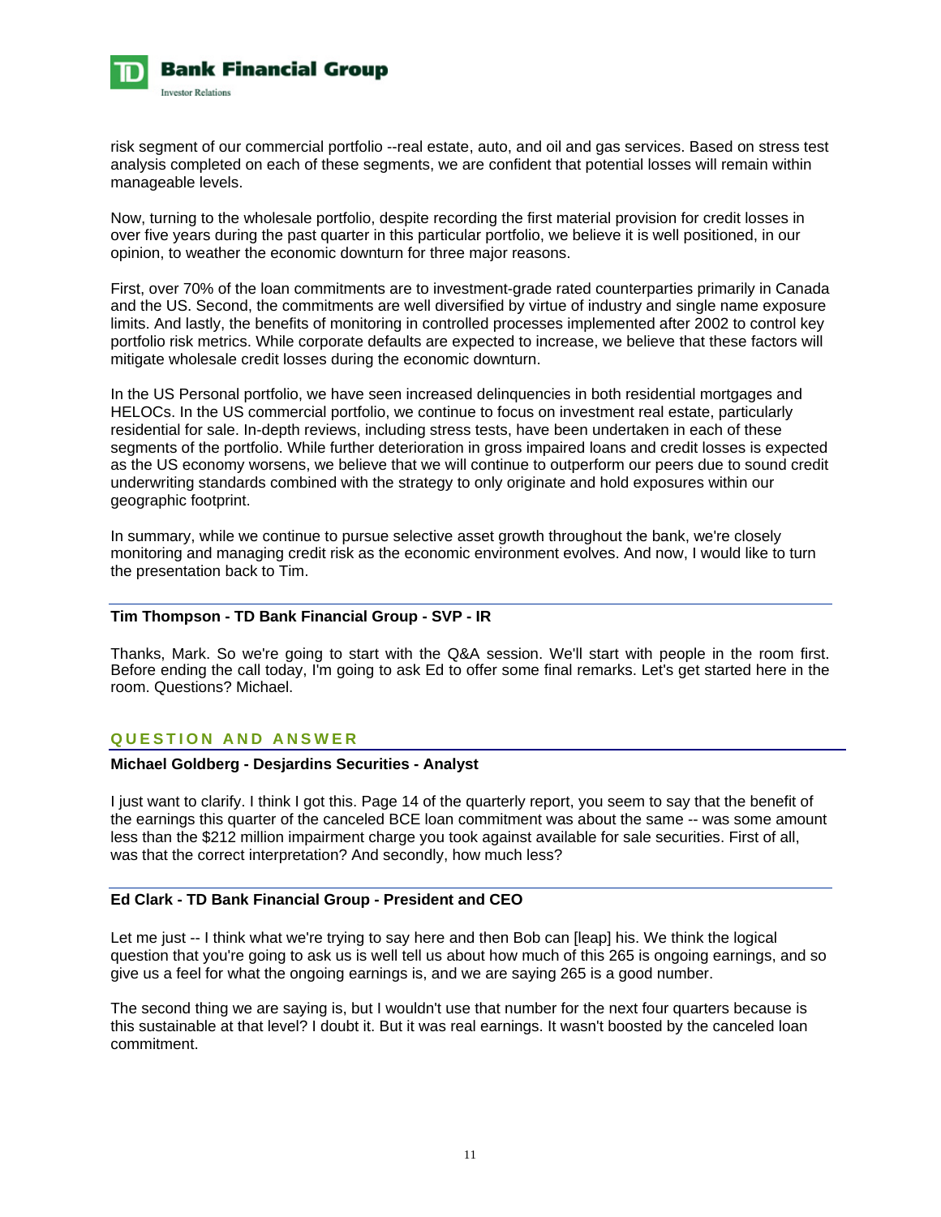risk segment of our commercial portfolio --real estate, auto, and oil and gas services. Based on stress test analysis completed on each of these segments, we are confident that potential losses will remain within manageable levels.

Now, turning to the wholesale portfolio, despite recording the first material provision for credit losses in over five years during the past quarter in this particular portfolio, we believe it is well positioned, in our opinion, to weather the economic downturn for three major reasons.

First, over 70% of the loan commitments are to investment-grade rated counterparties primarily in Canada and the US. Second, the commitments are well diversified by virtue of industry and single name exposure limits. And lastly, the benefits of monitoring in controlled processes implemented after 2002 to control key portfolio risk metrics. While corporate defaults are expected to increase, we believe that these factors will mitigate wholesale credit losses during the economic downturn.

In the US Personal portfolio, we have seen increased delinquencies in both residential mortgages and HELOCs. In the US commercial portfolio, we continue to focus on investment real estate, particularly residential for sale. In-depth reviews, including stress tests, have been undertaken in each of these segments of the portfolio. While further deterioration in gross impaired loans and credit losses is expected as the US economy worsens, we believe that we will continue to outperform our peers due to sound credit underwriting standards combined with the strategy to only originate and hold exposures within our geographic footprint.

In summary, while we continue to pursue selective asset growth throughout the bank, we're closely monitoring and managing credit risk as the economic environment evolves. And now, I would like to turn the presentation back to Tim.

**Tim Thompson - TD Bank Financial Group - SVP - IR**

Thanks, Mark. So we're going to start with the Q&A session. We'll start with people in the room first. Before ending the call today, I'm going to ask Ed to offer some final remarks. Let's get started here in the room. Questions? Michael.

## QUESTION AND ANSWER

**Michael Goldberg - Desjardins Securities - Analyst**

I just want to clarify. I think I got this. Page 14 of the quarterly report, you seem to say that the benefit of the earnings this quarter of the canceled BCE loan commitment was about the same -- was some amount less than the $212 million impairment charge you took against available for sale securities. First of all, was that the correct interpretation? And secondly, how much less?

**Ed Clark - TD Bank Financial Group - President and CEO**

Let me just -- I think what we're trying to say here and then Bob can [leap] his. We think the logical question that you're going to ask us is well tell us about how much of this 265 is ongoing earnings, and so give us a feel for what the ongoing earnings is, and we are saying 265 is a good number.

The second thing we are saying is, but I wouldn't use that number for the next four quarters because is this sustainable at that level? I doubt it. But it was real earnings. It wasn't boosted by the canceled loan commitment.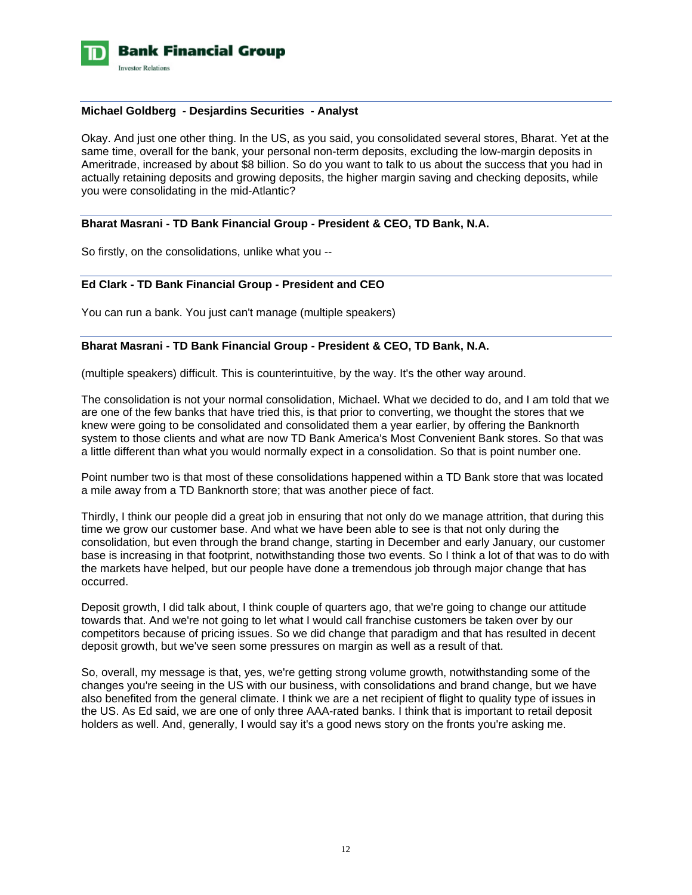**Michael Goldberg - Desjardins Securities - Analyst**

Okay. And just one other thing. In the US, as you said, you consolidated several stores, Bharat. Yet at the same time, overall for the bank, your personal non-term deposits, excluding the low-margin deposits in Ameritrade, increased by about $8 billion. So do you want to talk to us about the success that you had in actually retaining deposits and growing deposits, the higher margin saving and checking deposits, while you were consolidating in the mid-Atlantic?

**Bharat Masrani - TD Bank Financial Group - President & CEO, TD Bank, N.A.**

So firstly, on the consolidations, unlike what you --

**Ed Clark - TD Bank Financial Group - President and CEO**

You can run a bank. You just can't manage (multiple speakers)

**Bharat Masrani - TD Bank Financial Group - President & CEO, TD Bank, N.A.**

(multiple speakers) difficult. This is counterintuitive, by the way. It's the other way around.

The consolidation is not your normal consolidation, Michael. What we decided to do, and I am told that we are one of the few banks that have tried this, is that prior to converting, we thought the stores that we knew were going to be consolidated and consolidated them a year earlier, by offering the Banknorth system to those clients and what are now TD Bank America's Most Convenient Bank stores. So that was a little different than what you would normally expect in a consolidation. So that is point number one.

Point number two is that most of these consolidations happened within a TD Bank store that was located a mile away from a TD Banknorth store; that was another piece of fact.

Thirdly, I think our people did a great job in ensuring that not only do we manage attrition, that during this time we grow our customer base. And what we have been able to see is that not only during the consolidation, but even through the brand change, starting in December and early January, our customer base is increasing in that footprint, notwithstanding those two events. So I think a lot of that was to do with the markets have helped, but our people have done a tremendous job through major change that has occurred.

Deposit growth, I did talk about, I think couple of quarters ago, that we're going to change our attitude towards that. And we're not going to let what I would call franchise customers be taken over by our competitors because of pricing issues. So we did change that paradigm and that has resulted in decent deposit growth, but we've seen some pressures on margin as well as a result of that.

So, overall, my message is that, yes, we're getting strong volume growth, notwithstanding some of the changes you're seeing in the US with our business, with consolidations and brand change, but we have also benefited from the general climate. I think we are a net recipient of flight to quality type of issues in the US. As Ed said, we are one of only three AAA-rated banks. I think that is important to retail deposit holders as well. And, generally, I would say it's a good news story on the fronts you're asking me.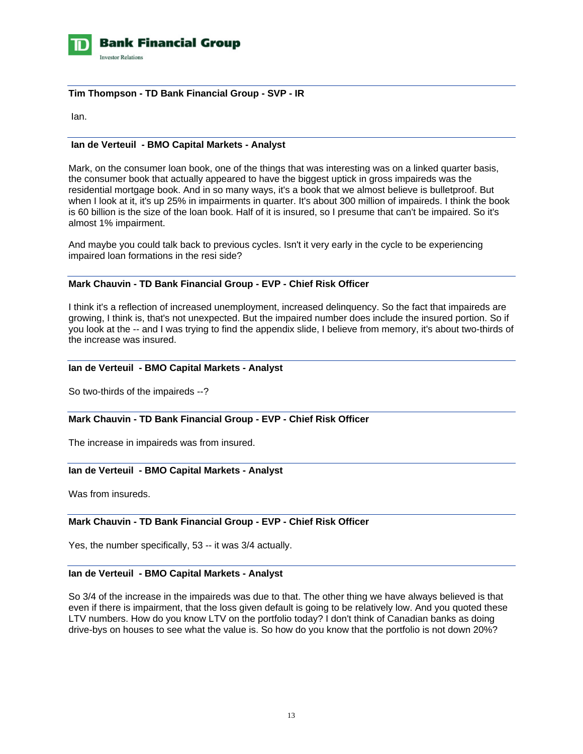**Tim Thompson - TD Bank Financial Group - SVP - IR**

Ian.

**Ian de Verteuil - BMO Capital Markets - Analyst**

Mark, on the consumer loan book, one of the things that was interesting was on a linked quarter basis, the consumer book that actually appeared to have the biggest uptick in gross impaireds was the residential mortgage book. And in so many ways, it's a book that we almost believe is bulletproof. But when I look at it, it's up 25% in impairments in quarter. It's about 300 million of impaireds. I think the book is 60 billion is the size of the loan book. Half of it is insured, so I presume that can't be impaired. So it's almost 1% impairment.

And maybe you could talk back to previous cycles. Isn't it very early in the cycle to be experiencing impaired loan formations in the resi side?

**Mark Chauvin - TD Bank Financial Group - EVP - Chief Risk Officer**

I think it's a reflection of increased unemployment, increased delinquency. So the fact that impaireds are growing, I think is, that's not unexpected. But the impaired number does include the insured portion. So if you look at the -- and I was trying to find the appendix slide, I believe from memory, it's about two-thirds of the increase was insured.

**Ian de Verteuil - BMO Capital Markets - Analyst**

So two-thirds of the impaireds --?

**Mark Chauvin - TD Bank Financial Group - EVP - Chief Risk Officer**

The increase in impaireds was from insured.

**Ian de Verteuil - BMO Capital Markets - Analyst**

Was from insureds.

**Mark Chauvin - TD Bank Financial Group - EVP - Chief Risk Officer**

Yes, the number specifically, 53 -- it was 3/4 actually.

**Ian de Verteuil - BMO Capital Markets - Analyst**

So 3/4 of the increase in the impaireds was due to that. The other thing we have always believed is that even if there is impairment, that the loss given default is going to be relatively low. And you quoted these LTV numbers. How do you know LTV on the portfolio today? I don't think of Canadian banks as doing drive-bys on houses to see what the value is. So how do you know that the portfolio is not down 20%?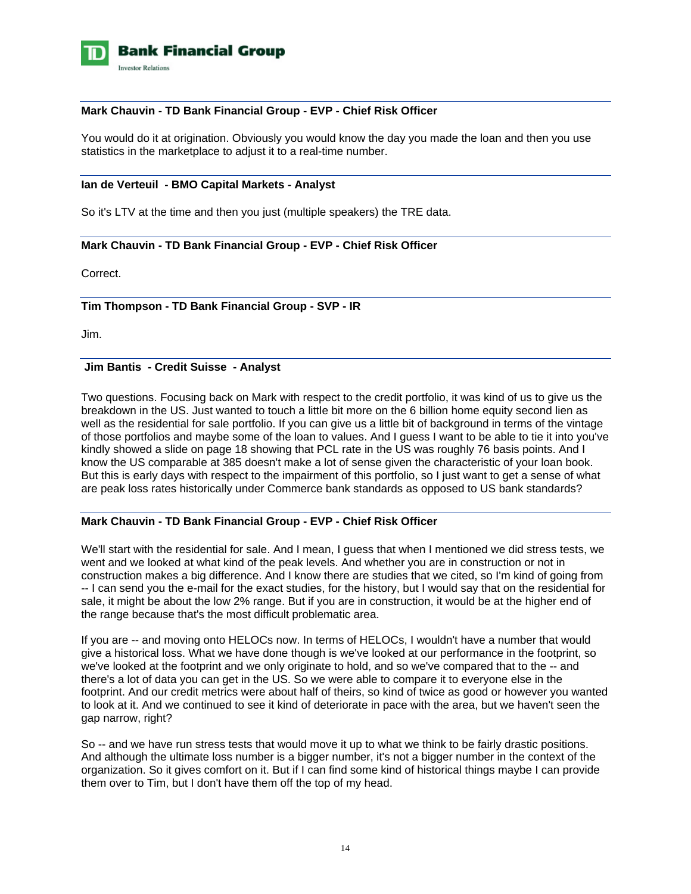**Mark Chauvin - TD Bank Financial Group - EVP - Chief Risk Officer**

You would do it at origination. Obviously you would know the day you made the loan and then you use statistics in the marketplace to adjust it to a real-time number.

**Ian de Verteuil - BMO Capital Markets - Analyst**

So it's LTV at the time and then you just (multiple speakers) the TRE data.

**Mark Chauvin - TD Bank Financial Group - EVP - Chief Risk Officer**

Correct.

**Tim Thompson - TD Bank Financial Group - SVP - IR**

Jim.

**Jim Bantis - Credit Suisse - Analyst**

Two questions. Focusing back on Mark with respect to the credit portfolio, it was kind of us to give us the breakdown in the US. Just wanted to touch a little bit more on the 6 billion home equity second lien as well as the residential for sale portfolio. If you can give us a little bit of background in terms of the vintage of those portfolios and maybe some of the loan to values. And I guess I want to be able to tie it into you've kindly showed a slide on page 18 showing that PCL rate in the US was roughly 76 basis points. And I know the US comparable at 385 doesn't make a lot of sense given the characteristic of your loan book. But this is early days with respect to the impairment of this portfolio, so I just want to get a sense of what are peak loss rates historically under Commerce bank standards as opposed to US bank standards?

**Mark Chauvin - TD Bank Financial Group - EVP - Chief Risk Officer**

We'll start with the residential for sale. And I mean, I guess that when I mentioned we did stress tests, we went and we looked at what kind of the peak levels. And whether you are in construction or not in construction makes a big difference. And I know there are studies that we cited, so I'm kind of going from -- I can send you the e-mail for the exact studies, for the history, but I would say that on the residential for sale, it might be about the low 2% range. But if you are in construction, it would be at the higher end of the range because that's the most difficult problematic area.

If you are -- and moving onto HELOCs now. In terms of HELOCs, I wouldn't have a number that would give a historical loss. What we have done though is we've looked at our performance in the footprint, so we've looked at the footprint and we only originate to hold, and so we've compared that to the -- and there's a lot of data you can get in the US. So we were able to compare it to everyone else in the footprint. And our credit metrics were about half of theirs, so kind of twice as good or however you wanted to look at it. And we continued to see it kind of deteriorate in pace with the area, but we haven't seen the gap narrow, right?

So -- and we have run stress tests that would move it up to what we think to be fairly drastic positions. And although the ultimate loss number is a bigger number, it's not a bigger number in the context of the organization. So it gives comfort on it. But if I can find some kind of historical things maybe I can provide them over to Tim, but I don't have them off the top of my head.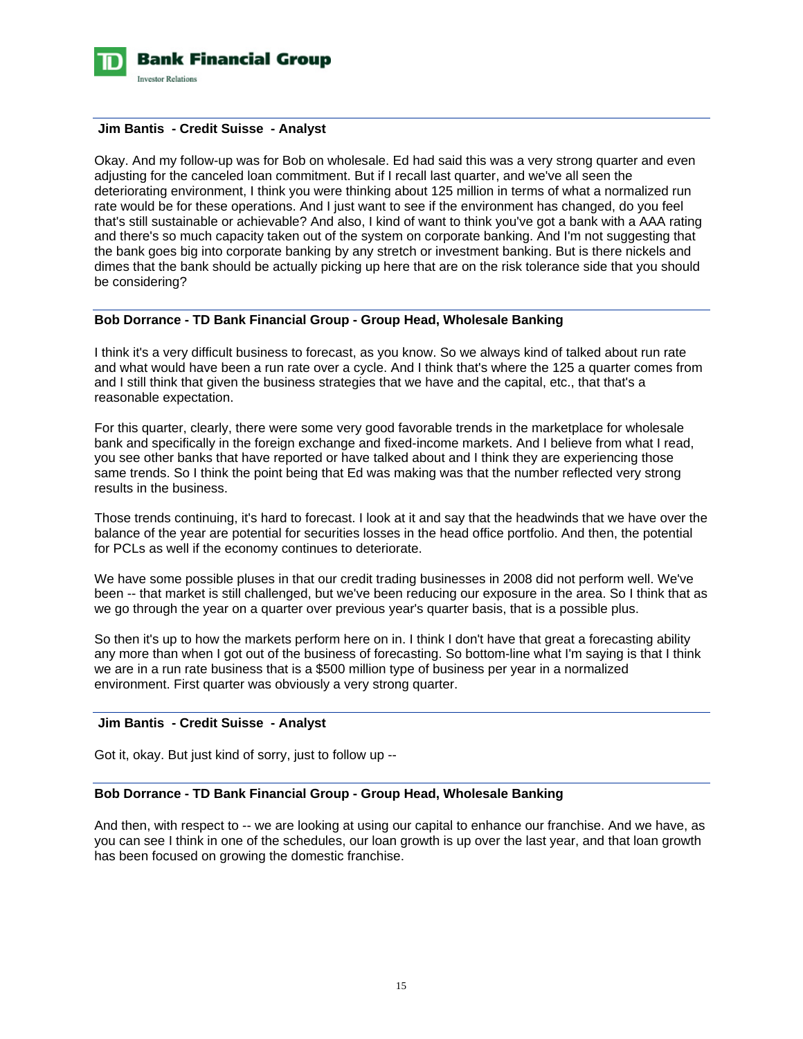**Jim Bantis - Credit Suisse - Analyst**

Okay. And my follow-up was for Bob on wholesale. Ed had said this was a very strong quarter and even adjusting for the canceled loan commitment. But if I recall last quarter, and we've all seen the deteriorating environment, I think you were thinking about 125 million in terms of what a normalized run rate would be for these operations. And I just want to see if the environment has changed, do you feel that's still sustainable or achievable? And also, I kind of want to think you've got a bank with a AAA rating and there's so much capacity taken out of the system on corporate banking. And I'm not suggesting that the bank goes big into corporate banking by any stretch or investment banking. But is there nickels and dimes that the bank should be actually picking up here that are on the risk tolerance side that you should be considering?

**Bob Dorrance - TD Bank Financial Group - Group Head, Wholesale Banking**

I think it's a very difficult business to forecast, as you know. So we always kind of talked about run rate and what would have been a run rate over a cycle. And I think that's where the 125 a quarter comes from and I still think that given the business strategies that we have and the capital, etc., that that's a reasonable expectation.

For this quarter, clearly, there were some very good favorable trends in the marketplace for wholesale bank and specifically in the foreign exchange and fixed-income markets. And I believe from what I read, you see other banks that have reported or have talked about and I think they are experiencing those same trends. So I think the point being that Ed was making was that the number reflected very strong results in the business.

Those trends continuing, it's hard to forecast. I look at it and say that the headwinds that we have over the balance of the year are potential for securities losses in the head office portfolio. And then, the potential for PCLs as well if the economy continues to deteriorate.

We have some possible pluses in that our credit trading businesses in 2008 did not perform well. We've been -- that market is still challenged, but we've been reducing our exposure in the area. So I think that as we go through the year on a quarter over previous year's quarter basis, that is a possible plus.

So then it's up to how the markets perform here on in. I think I don't have that great a forecasting ability any more than when I got out of the business of forecasting. So bottom-line what I'm saying is that I think we are in a run rate business that is a $500 million type of business per year in a normalized environment. First quarter was obviously a very strong quarter.

**Jim Bantis - Credit Suisse - Analyst**

Got it, okay. But just kind of sorry, just to follow up --

**Bob Dorrance - TD Bank Financial Group - Group Head, Wholesale Banking**

And then, with respect to -- we are looking at using our capital to enhance our franchise. And we have, as you can see I think in one of the schedules, our loan growth is up over the last year, and that loan growth has been focused on growing the domestic franchise.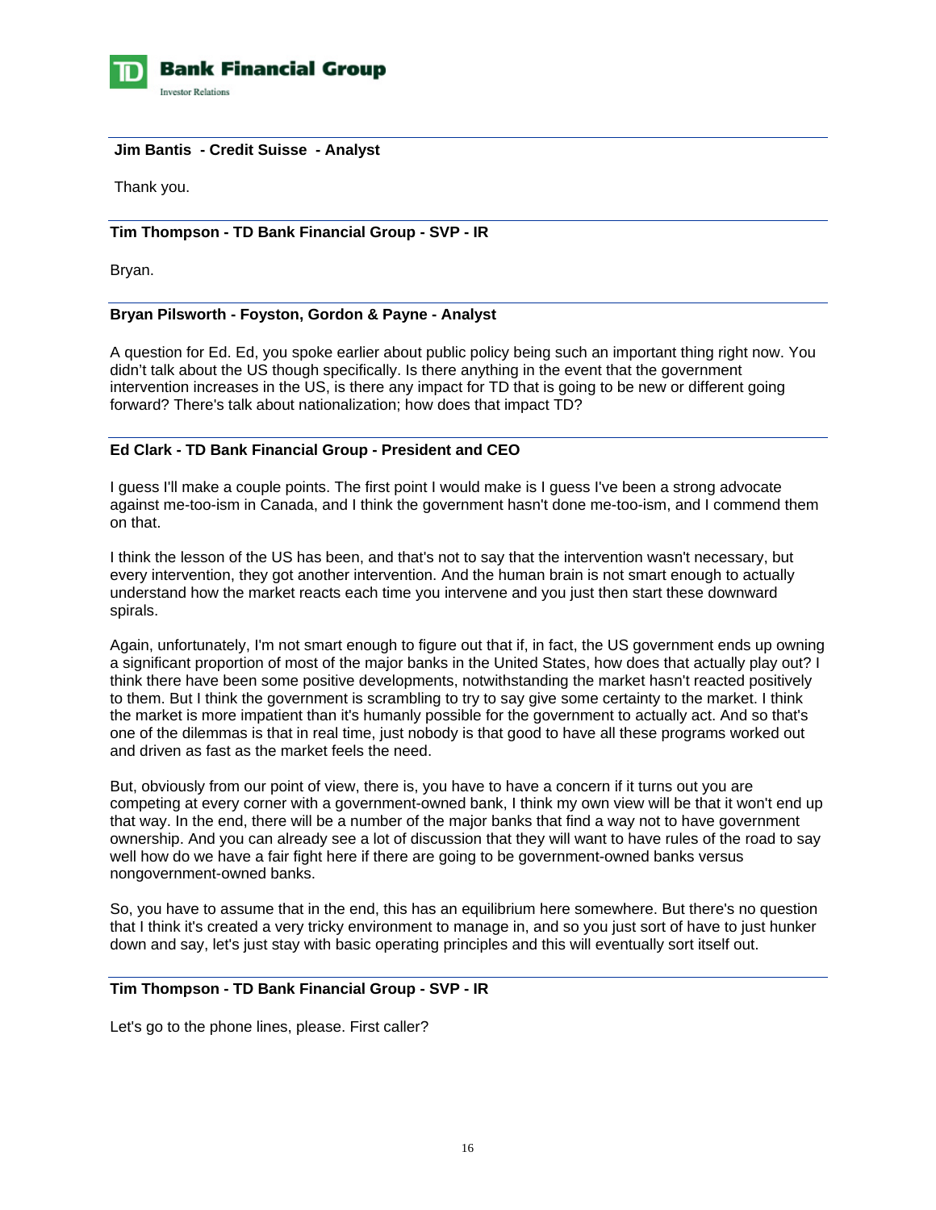**Jim Bantis - Credit Suisse - Analyst**

Thank you.

**Tim Thompson - TD Bank Financial Group - SVP - IR**

Bryan.

**Bryan Pilsworth - Foyston, Gordon & Payne - Analyst**

A question for Ed. Ed, you spoke earlier about public policy being such an important thing right now. You didn't talk about the US though specifically. Is there anything in the event that the government intervention increases in the US, is there any impact for TD that is going to be new or different going forward? There's talk about nationalization; how does that impact TD?

**Ed Clark - TD Bank Financial Group - President and CEO**

I guess I'll make a couple points. The first point I would make is I guess I've been a strong advocate against me-too-ism in Canada, and I think the government hasn't done me-too-ism, and I commend them on that.

I think the lesson of the US has been, and that's not to say that the intervention wasn't necessary, but every intervention, they got another intervention. And the human brain is not smart enough to actually understand how the market reacts each time you intervene and you just then start these downward spirals.

Again, unfortunately, I'm not smart enough to figure out that if, in fact, the US government ends up owning a significant proportion of most of the major banks in the United States, how does that actually play out? I think there have been some positive developments, notwithstanding the market hasn't reacted positively to them. But I think the government is scrambling to try to say give some certainty to the market. I think the market is more impatient than it's humanly possible for the government to actually act. And so that's one of the dilemmas is that in real time, just nobody is that good to have all these programs worked out and driven as fast as the market feels the need.

But, obviously from our point of view, there is, you have to have a concern if it turns out you are competing at every corner with a government-owned bank, I think my own view will be that it won't end up that way. In the end, there will be a number of the major banks that find a way not to have government ownership. And you can already see a lot of discussion that they will want to have rules of the road to say well how do we have a fair fight here if there are going to be government-owned banks versus nongovernment-owned banks.

So, you have to assume that in the end, this has an equilibrium here somewhere. But there's no question that I think it's created a very tricky environment to manage in, and so you just sort of have to just hunker down and say, let's just stay with basic operating principles and this will eventually sort itself out.

**Tim Thompson - TD Bank Financial Group - SVP - IR**

Let's go to the phone lines, please. First caller?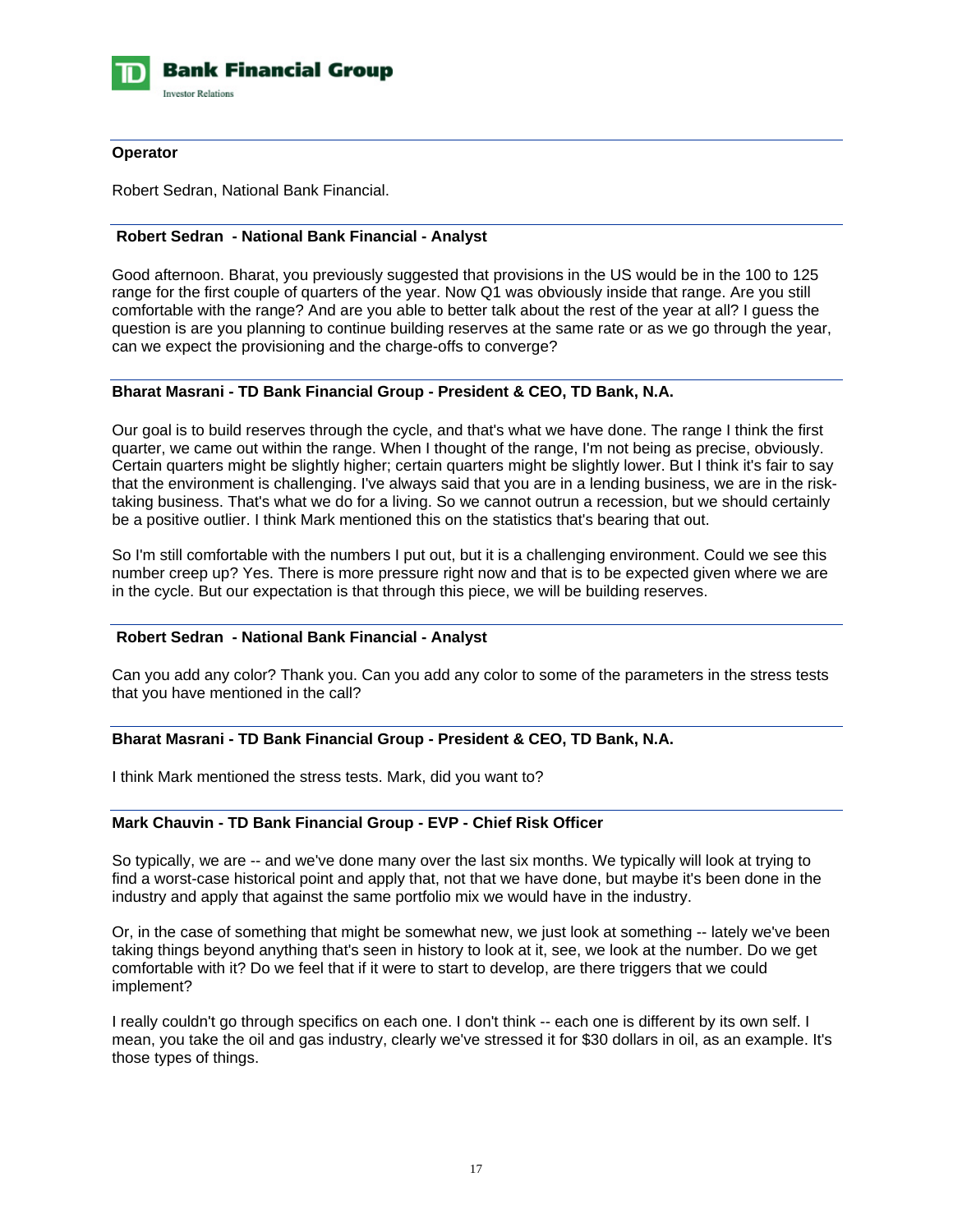**Operator**

Robert Sedran, National Bank Financial.

**Robert Sedran - National Bank Financial - Analyst**

Good afternoon. Bharat, you previously suggested that provisions in the US would be in the 100 to 125 range for the first couple of quarters of the year. Now Q1 was obviously inside that range. Are you still comfortable with the range? And are you able to better talk about the rest of the year at all? I guess the question is are you planning to continue building reserves at the same rate or as we go through the year, can we expect the provisioning and the charge-offs to converge?

**Bharat Masrani - TD Bank Financial Group - President & CEO, TD Bank, N.A.**

Our goal is to build reserves through the cycle, and that's what we have done. The range I think the first quarter, we came out within the range. When I thought of the range, I'm not being as precise, obviously. Certain quarters might be slightly higher; certain quarters might be slightly lower. But I think it's fair to say that the environment is challenging. I've always said that you are in a lending business, we are in the risk-taking business. That's what we do for a living. So we cannot outrun a recession, but we should certainly be a positive outlier. I think Mark mentioned this on the statistics that's bearing that out.

So I'm still comfortable with the numbers I put out, but it is a challenging environment. Could we see this number creep up? Yes. There is more pressure right now and that is to be expected given where we are in the cycle. But our expectation is that through this piece, we will be building reserves.

**Robert Sedran - National Bank Financial - Analyst**

Can you add any color? Thank you. Can you add any color to some of the parameters in the stress tests that you have mentioned in the call?

**Bharat Masrani - TD Bank Financial Group - President & CEO, TD Bank, N.A.**

I think Mark mentioned the stress tests. Mark, did you want to?

**Mark Chauvin - TD Bank Financial Group - EVP - Chief Risk Officer**

So typically, we are -- and we've done many over the last six months. We typically will look at trying to find a worst-case historical point and apply that, not that we have done, but maybe it's been done in the industry and apply that against the same portfolio mix we would have in the industry.

Or, in the case of something that might be somewhat new, we just look at something -- lately we've been taking things beyond anything that's seen in history to look at it, see, we look at the number. Do we get comfortable with it? Do we feel that if it were to start to develop, are there triggers that we could implement?

I really couldn't go through specifics on each one. I don't think -- each one is different by its own self. I mean, you take the oil and gas industry, clearly we've stressed it for $30 dollars in oil, as an example. It's those types of things.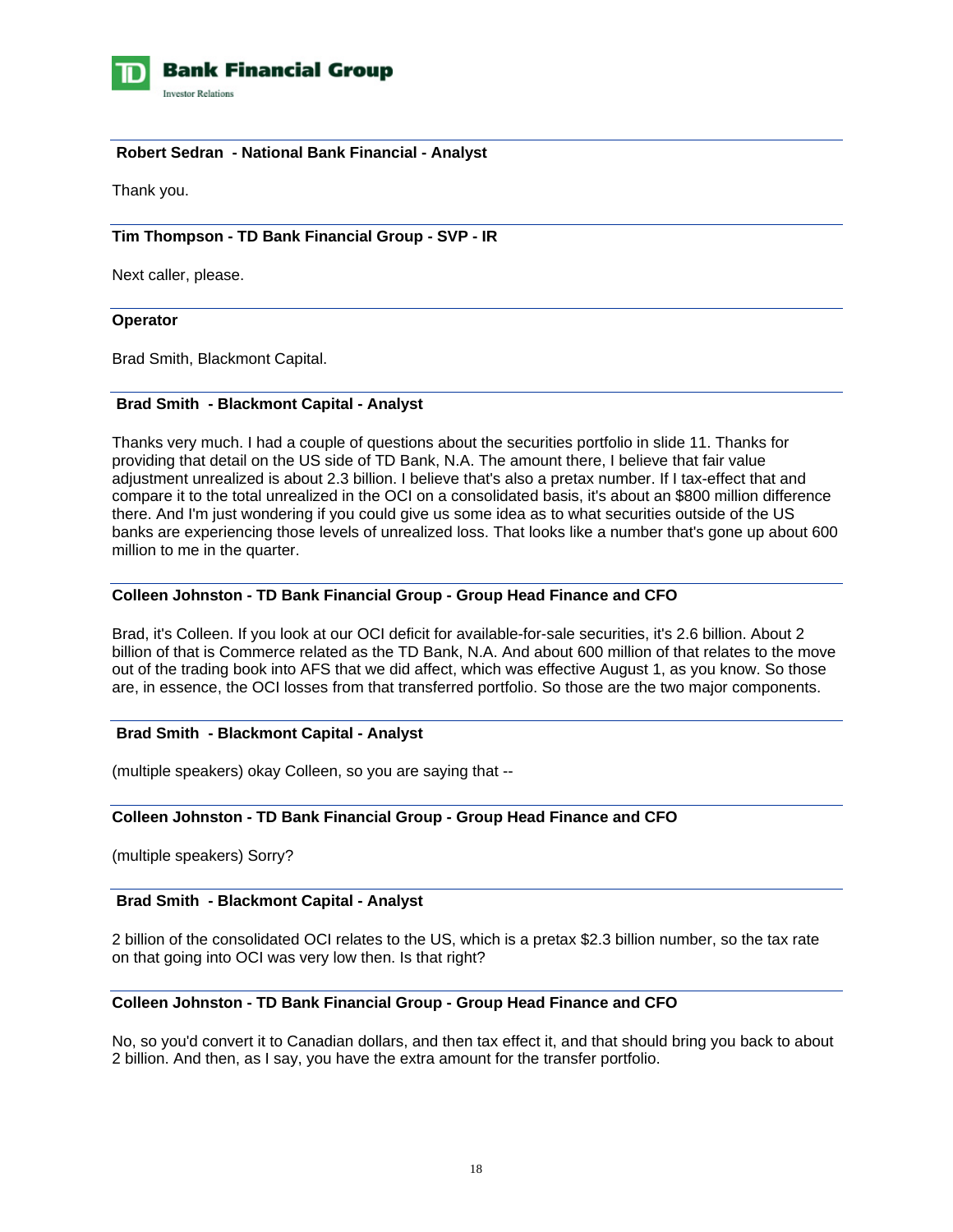**Robert Sedran - National Bank Financial - Analyst**

Thank you.

**Tim Thompson - TD Bank Financial Group - SVP - IR**

Next caller, please.

**Operator**

Brad Smith, Blackmont Capital.

**Brad Smith - Blackmont Capital - Analyst**

Thanks very much. I had a couple of questions about the securities portfolio in slide 11. Thanks for providing that detail on the US side of TD Bank, N.A. The amount there, I believe that fair value adjustment unrealized is about 2.3 billion. I believe that's also a pretax number. If I tax-effect that and compare it to the total unrealized in the OCI on a consolidated basis, it's about an $800 million difference there. And I'm just wondering if you could give us some idea as to what securities outside of the US banks are experiencing those levels of unrealized loss. That looks like a number that's gone up about 600 million to me in the quarter.

**Colleen Johnston - TD Bank Financial Group - Group Head Finance and CFO**

Brad, it's Colleen. If you look at our OCI deficit for available-for-sale securities, it's 2.6 billion. About 2 billion of that is Commerce related as the TD Bank, N.A. And about 600 million of that relates to the move out of the trading book into AFS that we did affect, which was effective August 1, as you know. So those are, in essence, the OCI losses from that transferred portfolio. So those are the two major components.

**Brad Smith - Blackmont Capital - Analyst**

(multiple speakers) okay Colleen, so you are saying that --

**Colleen Johnston - TD Bank Financial Group - Group Head Finance and CFO**

(multiple speakers) Sorry?

**Brad Smith - Blackmont Capital - Analyst**

2 billion of the consolidated OCI relates to the US, which is a pretax $2.3 billion number, so the tax rate on that going into OCI was very low then. Is that right?

**Colleen Johnston - TD Bank Financial Group - Group Head Finance and CFO**

No, so you'd convert it to Canadian dollars, and then tax effect it, and that should bring you back to about 2 billion. And then, as I say, you have the extra amount for the transfer portfolio.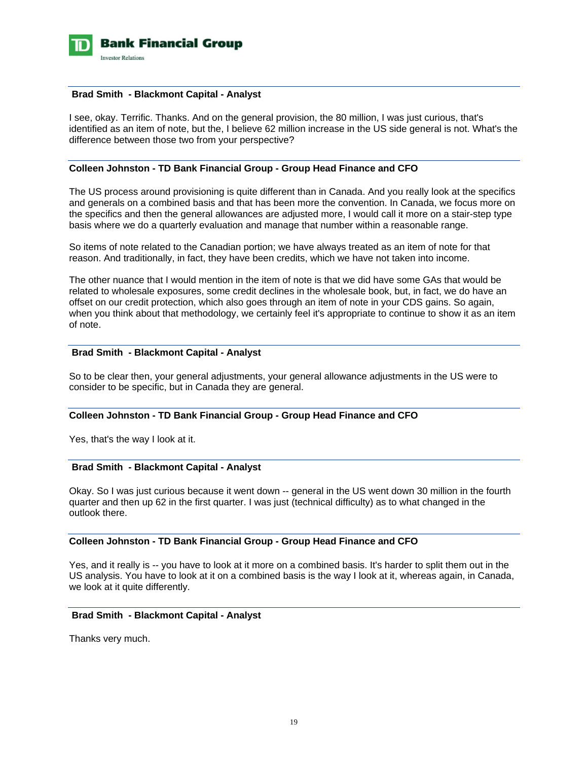**Brad Smith - Blackmont Capital - Analyst**

I see, okay. Terrific. Thanks. And on the general provision, the 80 million, I was just curious, that's identified as an item of note, but the, I believe 62 million increase in the US side general is not. What's the difference between those two from your perspective?

**Colleen Johnston - TD Bank Financial Group - Group Head Finance and CFO**

The US process around provisioning is quite different than in Canada. And you really look at the specifics and generals on a combined basis and that has been more the convention. In Canada, we focus more on the specifics and then the general allowances are adjusted more, I would call it more on a stair-step type basis where we do a quarterly evaluation and manage that number within a reasonable range.

So items of note related to the Canadian portion; we have always treated as an item of note for that reason. And traditionally, in fact, they have been credits, which we have not taken into income.

The other nuance that I would mention in the item of note is that we did have some GAs that would be related to wholesale exposures, some credit declines in the wholesale book, but, in fact, we do have an offset on our credit protection, which also goes through an item of note in your CDS gains. So again, when you think about that methodology, we certainly feel it's appropriate to continue to show it as an item of note.

**Brad Smith - Blackmont Capital - Analyst**

So to be clear then, your general adjustments, your general allowance adjustments in the US were to consider to be specific, but in Canada they are general.

**Colleen Johnston - TD Bank Financial Group - Group Head Finance and CFO**

Yes, that's the way I look at it.

**Brad Smith - Blackmont Capital - Analyst**

Okay. So I was just curious because it went down -- general in the US went down 30 million in the fourth quarter and then up 62 in the first quarter. I was just (technical difficulty) as to what changed in the outlook there.

**Colleen Johnston - TD Bank Financial Group - Group Head Finance and CFO**

Yes, and it really is -- you have to look at it more on a combined basis. It's harder to split them out in the US analysis. You have to look at it on a combined basis is the way I look at it, whereas again, in Canada, we look at it quite differently.

**Brad Smith - Blackmont Capital - Analyst**

Thanks very much.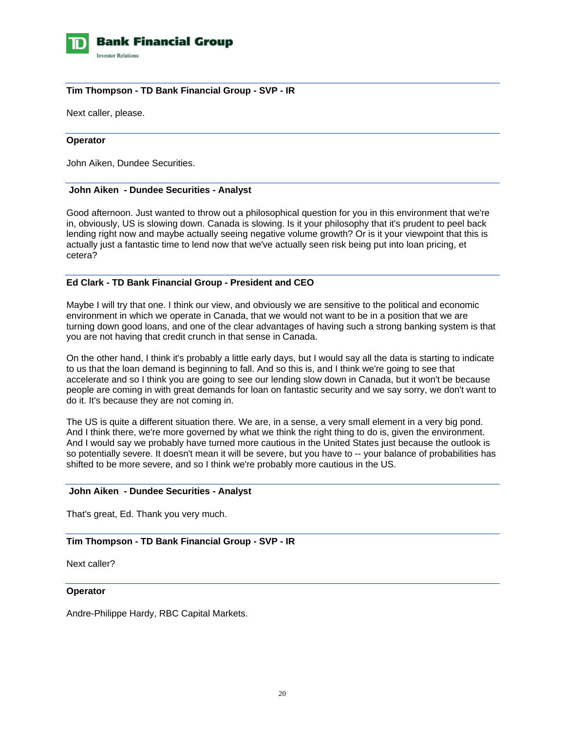**Tim Thompson - TD Bank Financial Group - SVP - IR**

Next caller, please.

---

**Operator**

John Aiken, Dundee Securities.

---

**John Aiken - Dundee Securities - Analyst**

Good afternoon. Just wanted to throw out a philosophical question for you in this environment that we're in, obviously, US is slowing down. Canada is slowing. Is it your philosophy that it's prudent to peel back lending right now and maybe actually seeing negative volume growth? Or is it your viewpoint that this is actually just a fantastic time to lend now that we've actually seen risk being put into loan pricing, et cetera?

---

**Ed Clark - TD Bank Financial Group - President and CEO**

Maybe I will try that one. I think our view, and obviously we are sensitive to the political and economic environment in which we operate in Canada, that we would not want to be in a position that we are turning down good loans, and one of the clear advantages of having such a strong banking system is that you are not having that credit crunch in that sense in Canada.

On the other hand, I think it's probably a little early days, but I would say all the data is starting to indicate to us that the loan demand is beginning to fall. And so this is, and I think we're going to see that accelerate and so I think you are going to see our lending slow down in Canada, but it won't be because people are coming in with great demands for loan on fantastic security and we say sorry, we don't want to do it. It's because they are not coming in.

The US is quite a different situation there. We are, in a sense, a very small element in a very big pond. And I think there, we're more governed by what we think the right thing to do is, given the environment. And I would say we probably have turned more cautious in the United States just because the outlook is so potentially severe. It doesn't mean it will be severe, but you have to -- your balance of probabilities has shifted to be more severe, and so I think we're probably more cautious in the US.

---

**John Aiken - Dundee Securities - Analyst**

That's great, Ed. Thank you very much.

---

**Tim Thompson - TD Bank Financial Group - SVP - IR**

Next caller?

---

**Operator**

Andre-Philippe Hardy, RBC Capital Markets.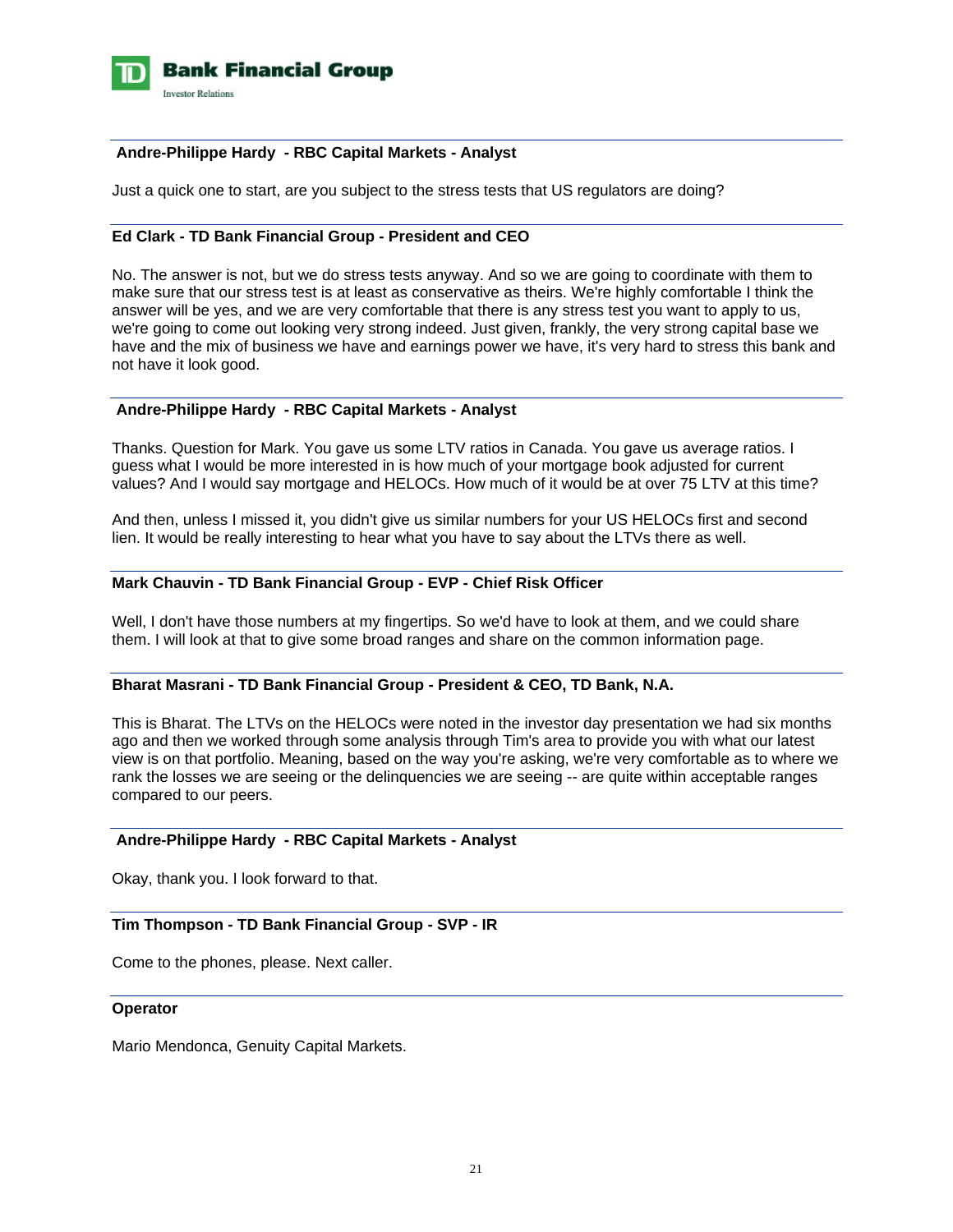**Andre-Philippe Hardy - RBC Capital Markets - Analyst**

Just a quick one to start, are you subject to the stress tests that US regulators are doing?

**Ed Clark - TD Bank Financial Group - President and CEO**

No. The answer is not, but we do stress tests anyway. And so we are going to coordinate with them to make sure that our stress test is at least as conservative as theirs. We're highly comfortable I think the answer will be yes, and we are very comfortable that there is any stress test you want to apply to us, we're going to come out looking very strong indeed. Just given, frankly, the very strong capital base we have and the mix of business we have and earnings power we have, it's very hard to stress this bank and not have it look good.

**Andre-Philippe Hardy - RBC Capital Markets - Analyst**

Thanks. Question for Mark. You gave us some LTV ratios in Canada. You gave us average ratios. I guess what I would be more interested in is how much of your mortgage book adjusted for current values? And I would say mortgage and HELOCs. How much of it would be at over 75 LTV at this time?

And then, unless I missed it, you didn't give us similar numbers for your US HELOCs first and second lien. It would be really interesting to hear what you have to say about the LTVs there as well.

**Mark Chauvin - TD Bank Financial Group - EVP - Chief Risk Officer**

Well, I don't have those numbers at my fingertips. So we'd have to look at them, and we could share them. I will look at that to give some broad ranges and share on the common information page.

**Bharat Masrani - TD Bank Financial Group - President & CEO, TD Bank, N.A.**

This is Bharat. The LTVs on the HELOCs were noted in the investor day presentation we had six months ago and then we worked through some analysis through Tim's area to provide you with what our latest view is on that portfolio. Meaning, based on the way you're asking, we're very comfortable as to where we rank the losses we are seeing or the delinquencies we are seeing -- are quite within acceptable ranges compared to our peers.

**Andre-Philippe Hardy - RBC Capital Markets - Analyst**

Okay, thank you. I look forward to that.

**Tim Thompson - TD Bank Financial Group - SVP - IR**

Come to the phones, please. Next caller.

**Operator**

Mario Mendonca, Genuity Capital Markets.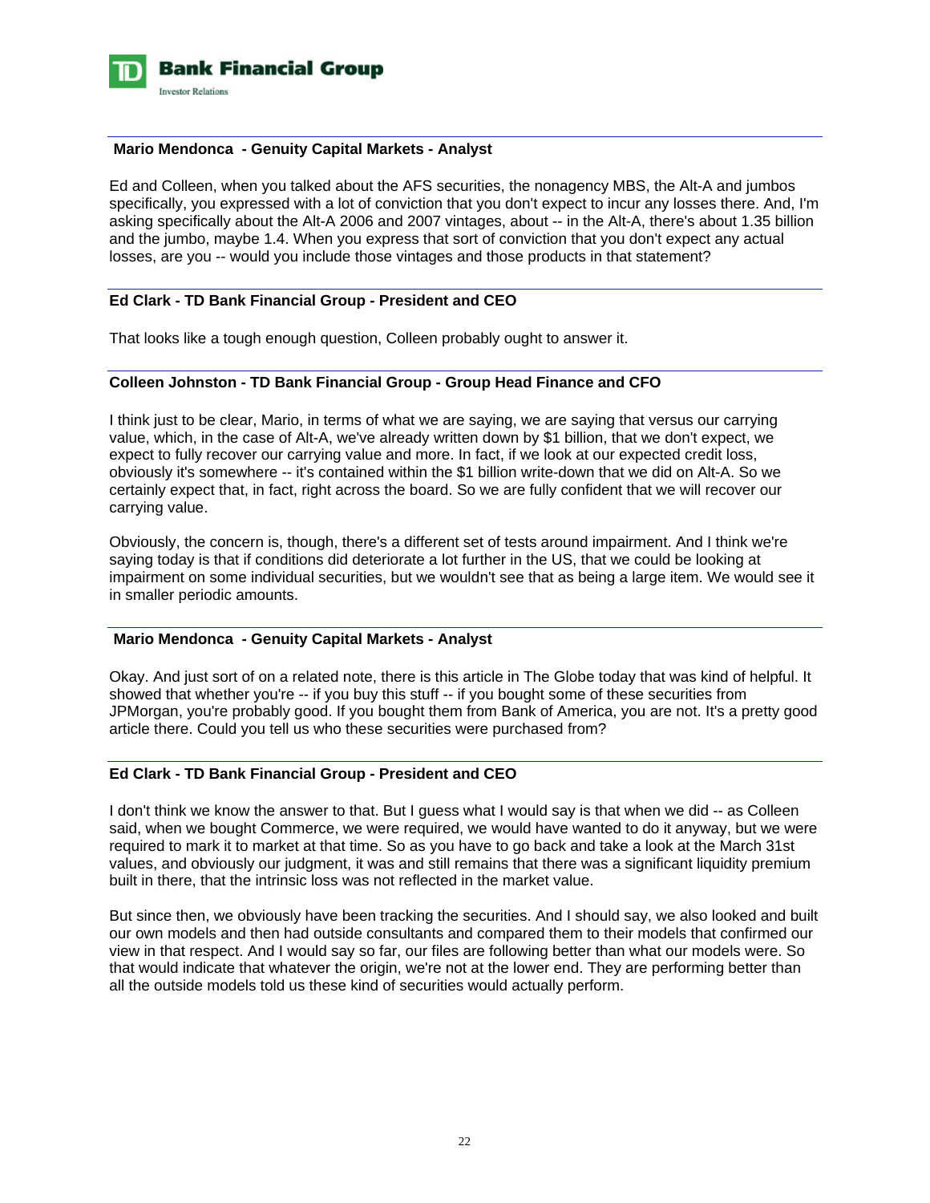**Mario Mendonca - Genuity Capital Markets - Analyst**

Ed and Colleen, when you talked about the AFS securities, the nonagency MBS, the Alt-A and jumbos specifically, you expressed with a lot of conviction that you don't expect to incur any losses there. And, I'm asking specifically about the Alt-A 2006 and 2007 vintages, about -- in the Alt-A, there's about 1.35 billion and the jumbo, maybe 1.4. When you express that sort of conviction that you don't expect any actual losses, are you -- would you include those vintages and those products in that statement?

**Ed Clark - TD Bank Financial Group - President and CEO**

That looks like a tough enough question, Colleen probably ought to answer it.

**Colleen Johnston - TD Bank Financial Group - Group Head Finance and CFO**

I think just to be clear, Mario, in terms of what we are saying, we are saying that versus our carrying value, which, in the case of Alt-A, we've already written down by $1 billion, that we don't expect, we expect to fully recover our carrying value and more. In fact, if we look at our expected credit loss, obviously it's somewhere -- it's contained within the $1 billion write-down that we did on Alt-A. So we certainly expect that, in fact, right across the board. So we are fully confident that we will recover our carrying value.

Obviously, the concern is, though, there's a different set of tests around impairment. And I think we're saying today is that if conditions did deteriorate a lot further in the US, that we could be looking at impairment on some individual securities, but we wouldn't see that as being a large item. We would see it in smaller periodic amounts.

**Mario Mendonca - Genuity Capital Markets - Analyst**

Okay. And just sort of on a related note, there is this article in The Globe today that was kind of helpful. It showed that whether you're -- if you buy this stuff -- if you bought some of these securities from JPMorgan, you're probably good. If you bought them from Bank of America, you are not. It's a pretty good article there. Could you tell us who these securities were purchased from?

**Ed Clark - TD Bank Financial Group - President and CEO**

I don't think we know the answer to that. But I guess what I would say is that when we did -- as Colleen said, when we bought Commerce, we were required, we would have wanted to do it anyway, but we were required to mark it to market at that time. So as you have to go back and take a look at the March 31st values, and obviously our judgment, it was and still remains that there was a significant liquidity premium built in there, that the intrinsic loss was not reflected in the market value.

But since then, we obviously have been tracking the securities. And I should say, we also looked and built our own models and then had outside consultants and compared them to their models that confirmed our view in that respect. And I would say so far, our files are following better than what our models were. So that would indicate that whatever the origin, we're not at the lower end. They are performing better than all the outside models told us these kind of securities would actually perform.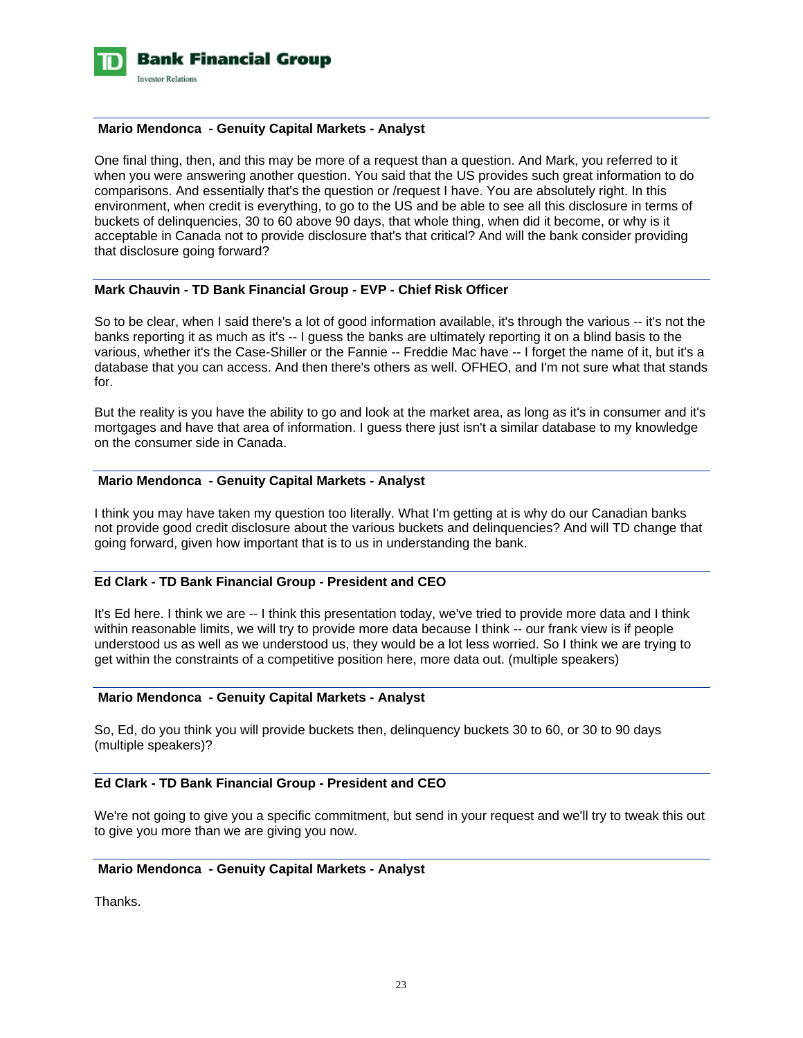**Mario Mendonca - Genuity Capital Markets - Analyst**

One final thing, then, and this may be more of a request than a question. And Mark, you referred to it when you were answering another question. You said that the US provides such great information to do comparisons. And essentially that's the question or /request I have. You are absolutely right. In this environment, when credit is everything, to go to the US and be able to see all this disclosure in terms of buckets of delinquencies, 30 to 60 above 90 days, that whole thing, when did it become, or why is it acceptable in Canada not to provide disclosure that's that critical? And will the bank consider providing that disclosure going forward?

**Mark Chauvin - TD Bank Financial Group - EVP - Chief Risk Officer**

So to be clear, when I said there's a lot of good information available, it's through the various -- it's not the banks reporting it as much as it's -- I guess the banks are ultimately reporting it on a blind basis to the various, whether it's the Case-Shiller or the Fannie -- Freddie Mac have -- I forget the name of it, but it's a database that you can access. And then there's others as well. OFHEO, and I'm not sure what that stands for.

But the reality is you have the ability to go and look at the market area, as long as it's in consumer and it's mortgages and have that area of information. I guess there just isn't a similar database to my knowledge on the consumer side in Canada.

**Mario Mendonca - Genuity Capital Markets - Analyst**

I think you may have taken my question too literally. What I'm getting at is why do our Canadian banks not provide good credit disclosure about the various buckets and delinquencies? And will TD change that going forward, given how important that is to us in understanding the bank.

**Ed Clark - TD Bank Financial Group - President and CEO**

It's Ed here. I think we are -- I think this presentation today, we've tried to provide more data and I think within reasonable limits, we will try to provide more data because I think -- our frank view is if people understood us as well as we understood us, they would be a lot less worried. So I think we are trying to get within the constraints of a competitive position here, more data out. (multiple speakers)

**Mario Mendonca - Genuity Capital Markets - Analyst**

So, Ed, do you think you will provide buckets then, delinquency buckets 30 to 60, or 30 to 90 days (multiple speakers)?

**Ed Clark - TD Bank Financial Group - President and CEO**

We're not going to give you a specific commitment, but send in your request and we'll try to tweak this out to give you more than we are giving you now.

**Mario Mendonca - Genuity Capital Markets - Analyst**

Thanks.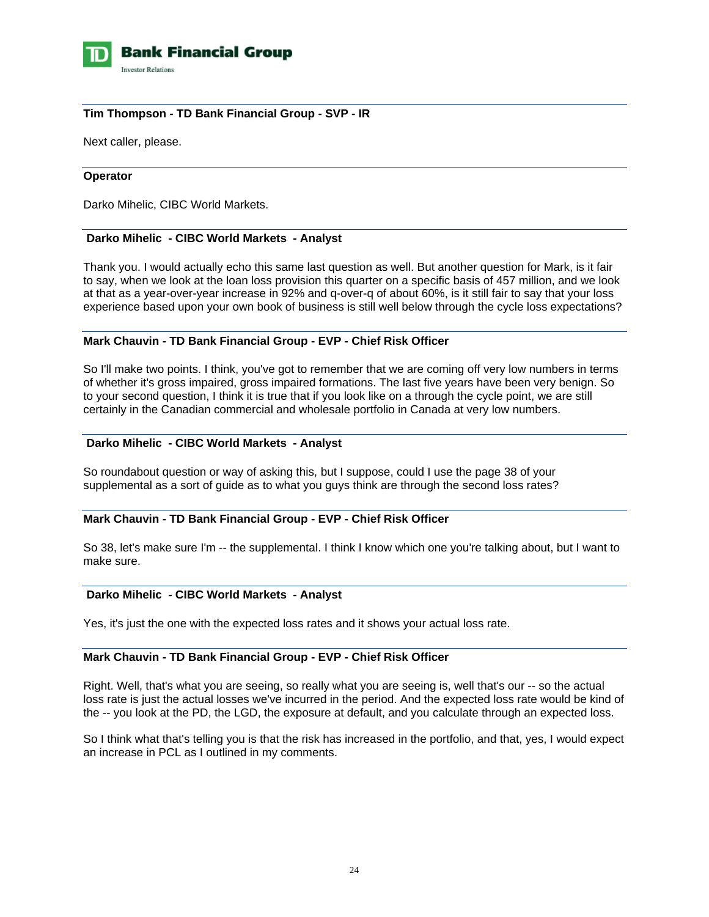**Tim Thompson - TD Bank Financial Group - SVP - IR**

Next caller, please.

**Operator**

Darko Mihelic, CIBC World Markets.

**Darko Mihelic - CIBC World Markets - Analyst**

Thank you. I would actually echo this same last question as well. But another question for Mark, is it fair to say, when we look at the loan loss provision this quarter on a specific basis of 457 million, and we look at that as a year-over-year increase in 92% and q-over-q of about 60%, is it still fair to say that your loss experience based upon your own book of business is still well below through the cycle loss expectations?

**Mark Chauvin - TD Bank Financial Group - EVP - Chief Risk Officer**

So I'll make two points. I think, you've got to remember that we are coming off very low numbers in terms of whether it's gross impaired, gross impaired formations. The last five years have been very benign. So to your second question, I think it is true that if you look like on a through the cycle point, we are still certainly in the Canadian commercial and wholesale portfolio in Canada at very low numbers.

**Darko Mihelic - CIBC World Markets - Analyst**

So roundabout question or way of asking this, but I suppose, could I use the page 38 of your supplemental as a sort of guide as to what you guys think are through the second loss rates?

**Mark Chauvin - TD Bank Financial Group - EVP - Chief Risk Officer**

So 38, let's make sure I'm -- the supplemental. I think I know which one you're talking about, but I want to make sure.

**Darko Mihelic - CIBC World Markets - Analyst**

Yes, it's just the one with the expected loss rates and it shows your actual loss rate.

**Mark Chauvin - TD Bank Financial Group - EVP - Chief Risk Officer**

Right. Well, that's what you are seeing, so really what you are seeing is, well that's our -- so the actual loss rate is just the actual losses we've incurred in the period. And the expected loss rate would be kind of the -- you look at the PD, the LGD, the exposure at default, and you calculate through an expected loss.

So I think what that's telling you is that the risk has increased in the portfolio, and that, yes, I would expect an increase in PCL as I outlined in my comments.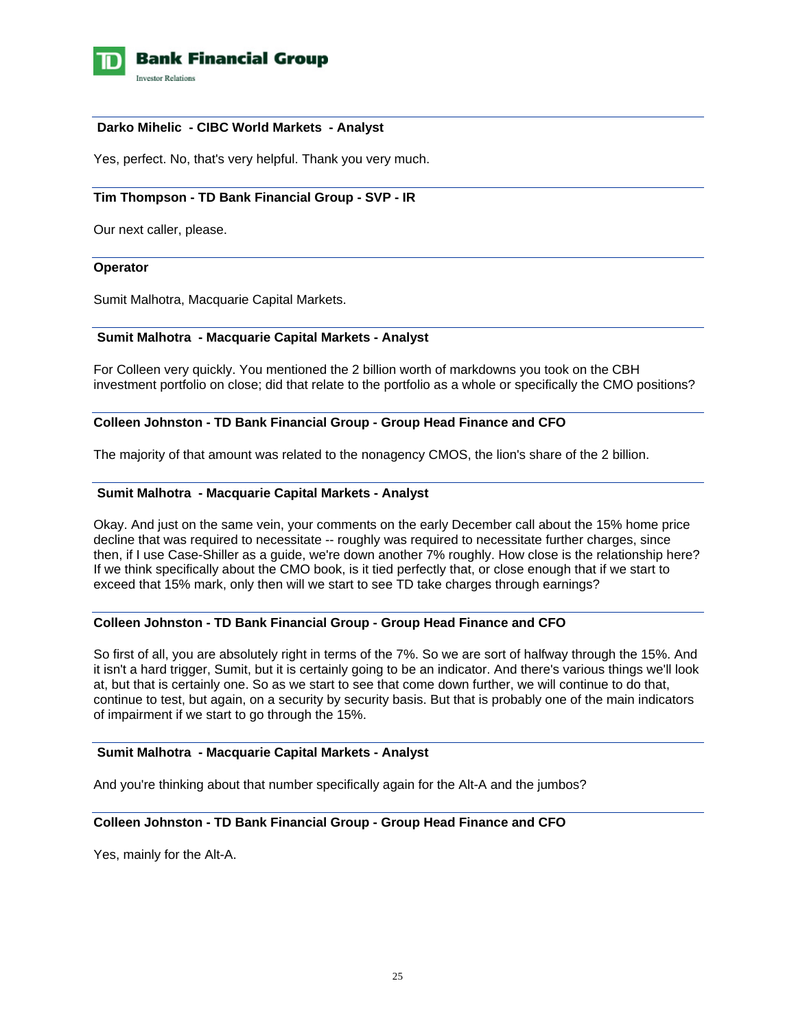**Darko Mihelic - CIBC World Markets - Analyst**

Yes, perfect. No, that's very helpful. Thank you very much.

**Tim Thompson - TD Bank Financial Group - SVP - IR**

Our next caller, please.

**Operator**

Sumit Malhotra, Macquarie Capital Markets.

**Sumit Malhotra - Macquarie Capital Markets - Analyst**

For Colleen very quickly. You mentioned the 2 billion worth of markdowns you took on the CBH investment portfolio on close; did that relate to the portfolio as a whole or specifically the CMO positions?

**Colleen Johnston - TD Bank Financial Group - Group Head Finance and CFO**

The majority of that amount was related to the nonagency CMOS, the lion's share of the 2 billion.

**Sumit Malhotra - Macquarie Capital Markets - Analyst**

Okay. And just on the same vein, your comments on the early December call about the 15% home price decline that was required to necessitate -- roughly was required to necessitate further charges, since then, if I use Case-Shiller as a guide, we're down another 7% roughly. How close is the relationship here? If we think specifically about the CMO book, is it tied perfectly that, or close enough that if we start to exceed that 15% mark, only then will we start to see TD take charges through earnings?

**Colleen Johnston - TD Bank Financial Group - Group Head Finance and CFO**

So first of all, you are absolutely right in terms of the 7%. So we are sort of halfway through the 15%. And it isn't a hard trigger, Sumit, but it is certainly going to be an indicator. And there's various things we'll look at, but that is certainly one. So as we start to see that come down further, we will continue to do that, continue to test, but again, on a security by security basis. But that is probably one of the main indicators of impairment if we start to go through the 15%.

**Sumit Malhotra - Macquarie Capital Markets - Analyst**

And you're thinking about that number specifically again for the Alt-A and the jumbos?

**Colleen Johnston - TD Bank Financial Group - Group Head Finance and CFO**

Yes, mainly for the Alt-A.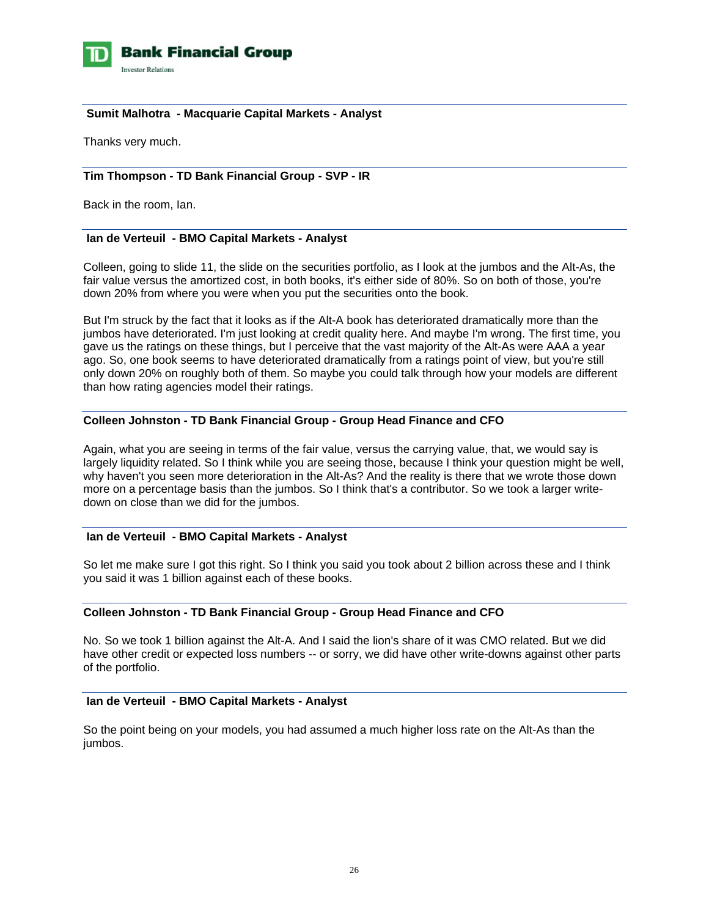**Sumit Malhotra - Macquarie Capital Markets - Analyst**

Thanks very much.

---

**Tim Thompson - TD Bank Financial Group - SVP - IR**

Back in the room, Ian.

---

**Ian de Verteuil - BMO Capital Markets - Analyst**

Colleen, going to slide 11, the slide on the securities portfolio, as I look at the jumbos and the Alt-As, the fair value versus the amortized cost, in both books, it's either side of 80%. So on both of those, you're down 20% from where you were when you put the securities onto the book.

But I'm struck by the fact that it looks as if the Alt-A book has deteriorated dramatically more than the jumbos have deteriorated. I'm just looking at credit quality here. And maybe I'm wrong. The first time, you gave us the ratings on these things, but I perceive that the vast majority of the Alt-As were AAA a year ago. So, one book seems to have deteriorated dramatically from a ratings point of view, but you're still only down 20% on roughly both of them. So maybe you could talk through how your models are different than how rating agencies model their ratings.

---

**Colleen Johnston - TD Bank Financial Group - Group Head Finance and CFO**

Again, what you are seeing in terms of the fair value, versus the carrying value, that, we would say is largely liquidity related. So I think while you are seeing those, because I think your question might be well, why haven't you seen more deterioration in the Alt-As? And the reality is there that we wrote those down more on a percentage basis than the jumbos. So I think that's a contributor. So we took a larger write-down on close than we did for the jumbos.

---

**Ian de Verteuil - BMO Capital Markets - Analyst**

So let me make sure I got this right. So I think you said you took about 2 billion across these and I think you said it was 1 billion against each of these books.

---

**Colleen Johnston - TD Bank Financial Group - Group Head Finance and CFO**

No. So we took 1 billion against the Alt-A. And I said the lion's share of it was CMO related. But we did have other credit or expected loss numbers -- or sorry, we did have other write-downs against other parts of the portfolio.

---

**Ian de Verteuil - BMO Capital Markets - Analyst**

So the point being on your models, you had assumed a much higher loss rate on the Alt-As than the jumbos.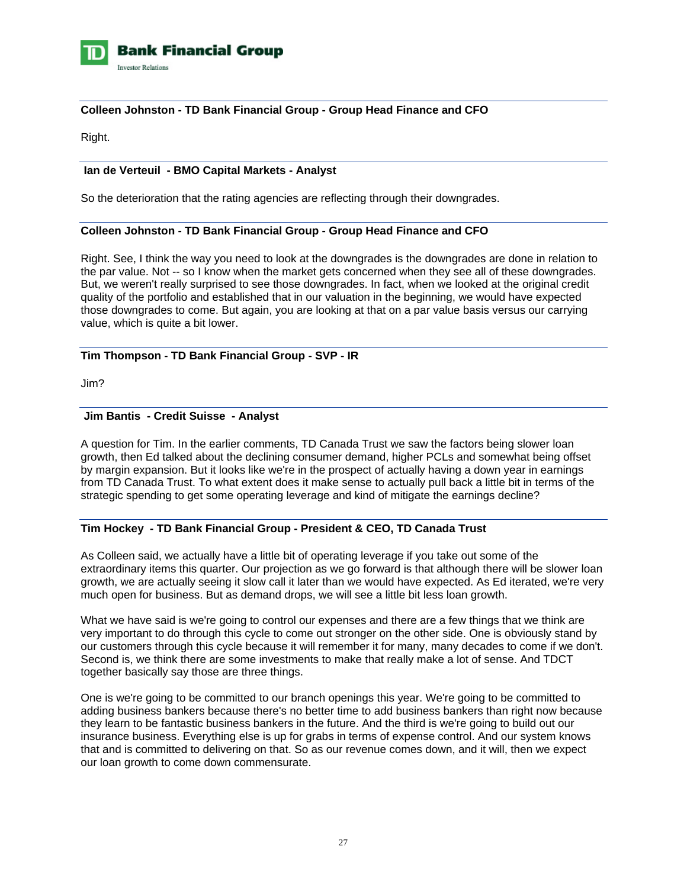**Colleen Johnston - TD Bank Financial Group - Group Head Finance and CFO**

Right.

**Ian de Verteuil - BMO Capital Markets - Analyst**

So the deterioration that the rating agencies are reflecting through their downgrades.

**Colleen Johnston - TD Bank Financial Group - Group Head Finance and CFO**

Right. See, I think the way you need to look at the downgrades is the downgrades are done in relation to the par value. Not -- so I know when the market gets concerned when they see all of these downgrades. But, we weren't really surprised to see those downgrades. In fact, when we looked at the original credit quality of the portfolio and established that in our valuation in the beginning, we would have expected those downgrades to come. But again, you are looking at that on a par value basis versus our carrying value, which is quite a bit lower.

**Tim Thompson - TD Bank Financial Group - SVP - IR**

Jim?

**Jim Bantis - Credit Suisse - Analyst**

A question for Tim. In the earlier comments, TD Canada Trust we saw the factors being slower loan growth, then Ed talked about the declining consumer demand, higher PCLs and somewhat being offset by margin expansion. But it looks like we're in the prospect of actually having a down year in earnings from TD Canada Trust. To what extent does it make sense to actually pull back a little bit in terms of the strategic spending to get some operating leverage and kind of mitigate the earnings decline?

**Tim Hockey - TD Bank Financial Group - President & CEO, TD Canada Trust**

As Colleen said, we actually have a little bit of operating leverage if you take out some of the extraordinary items this quarter. Our projection as we go forward is that although there will be slower loan growth, we are actually seeing it slow call it later than we would have expected. As Ed iterated, we're very much open for business. But as demand drops, we will see a little bit less loan growth.

What we have said is we're going to control our expenses and there are a few things that we think are very important to do through this cycle to come out stronger on the other side. One is obviously stand by our customers through this cycle because it will remember it for many, many decades to come if we don't. Second is, we think there are some investments to make that really make a lot of sense. And TDCT together basically say those are three things.

One is we're going to be committed to our branch openings this year. We're going to be committed to adding business bankers because there's no better time to add business bankers than right now because they learn to be fantastic business bankers in the future. And the third is we're going to build out our insurance business. Everything else is up for grabs in terms of expense control. And our system knows that and is committed to delivering on that. So as our revenue comes down, and it will, then we expect our loan growth to come down commensurate.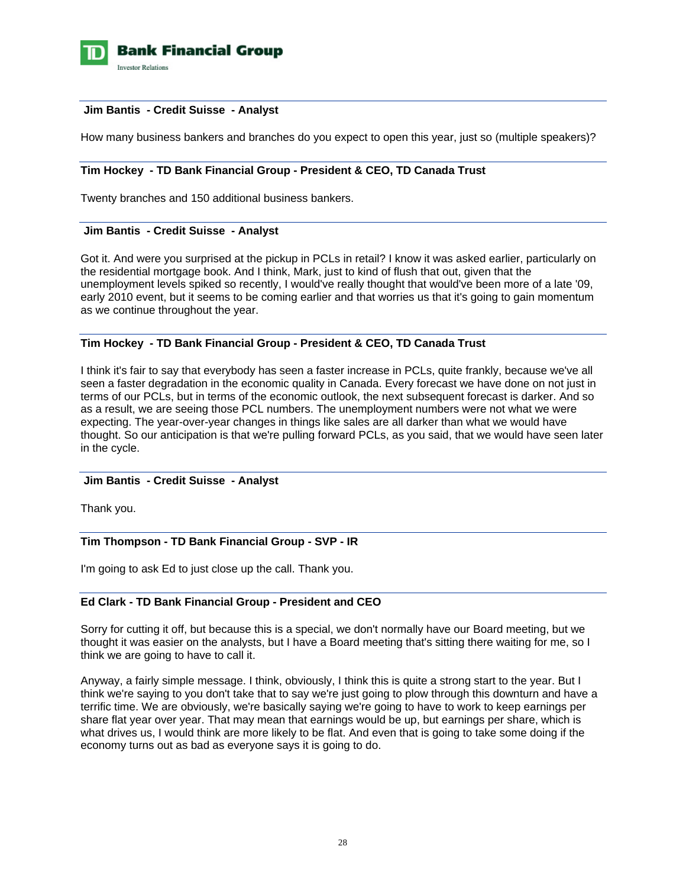**Jim Bantis - Credit Suisse - Analyst**

How many business bankers and branches do you expect to open this year, just so (multiple speakers)?

**Tim Hockey - TD Bank Financial Group - President & CEO, TD Canada Trust**

Twenty branches and 150 additional business bankers.

**Jim Bantis - Credit Suisse - Analyst**

Got it. And were you surprised at the pickup in PCLs in retail? I know it was asked earlier, particularly on the residential mortgage book. And I think, Mark, just to kind of flush that out, given that the unemployment levels spiked so recently, I would've really thought that would've been more of a late '09, early 2010 event, but it seems to be coming earlier and that worries us that it's going to gain momentum as we continue throughout the year.

**Tim Hockey - TD Bank Financial Group - President & CEO, TD Canada Trust**

I think it's fair to say that everybody has seen a faster increase in PCLs, quite frankly, because we've all seen a faster degradation in the economic quality in Canada. Every forecast we have done on not just in terms of our PCLs, but in terms of the economic outlook, the next subsequent forecast is darker. And so as a result, we are seeing those PCL numbers. The unemployment numbers were not what we were expecting. The year-over-year changes in things like sales are all darker than what we would have thought. So our anticipation is that we're pulling forward PCLs, as you said, that we would have seen later in the cycle.

**Jim Bantis - Credit Suisse - Analyst**

Thank you.

**Tim Thompson - TD Bank Financial Group - SVP - IR**

I'm going to ask Ed to just close up the call. Thank you.

**Ed Clark - TD Bank Financial Group - President and CEO**

Sorry for cutting it off, but because this is a special, we don't normally have our Board meeting, but we thought it was easier on the analysts, but I have a Board meeting that's sitting there waiting for me, so I think we are going to have to call it.

Anyway, a fairly simple message. I think, obviously, I think this is quite a strong start to the year. But I think we're saying to you don't take that to say we're just going to plow through this downturn and have a terrific time. We are obviously, we're basically saying we're going to have to work to keep earnings per share flat year over year. That may mean that earnings would be up, but earnings per share, which is what drives us, I would think are more likely to be flat. And even that is going to take some doing if the economy turns out as bad as everyone says it is going to do.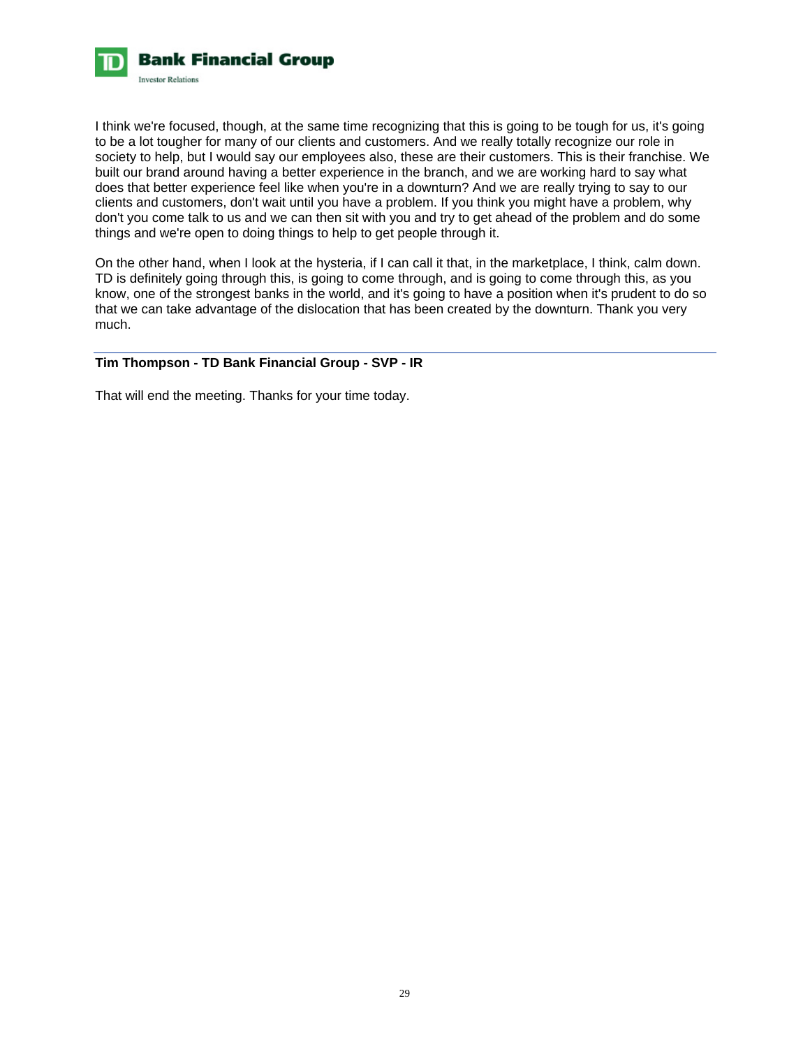I think we're focused, though, at the same time recognizing that this is going to be tough for us, it's going to be a lot tougher for many of our clients and customers. And we really totally recognize our role in society to help, but I would say our employees also, these are their customers. This is their franchise. We built our brand around having a better experience in the branch, and we are working hard to say what does that better experience feel like when you're in a downturn? And we are really trying to say to our clients and customers, don't wait until you have a problem. If you think you might have a problem, why don't you come talk to us and we can then sit with you and try to get ahead of the problem and do some things and we're open to doing things to help to get people through it.

On the other hand, when I look at the hysteria, if I can call it that, in the marketplace, I think, calm down. TD is definitely going through this, is going to come through, and is going to come through this, as you know, one of the strongest banks in the world, and it's going to have a position when it's prudent to do so that we can take advantage of the dislocation that has been created by the downturn. Thank you very much.

---

**Tim Thompson - TD Bank Financial Group - SVP - IR**

That will end the meeting. Thanks for your time today.